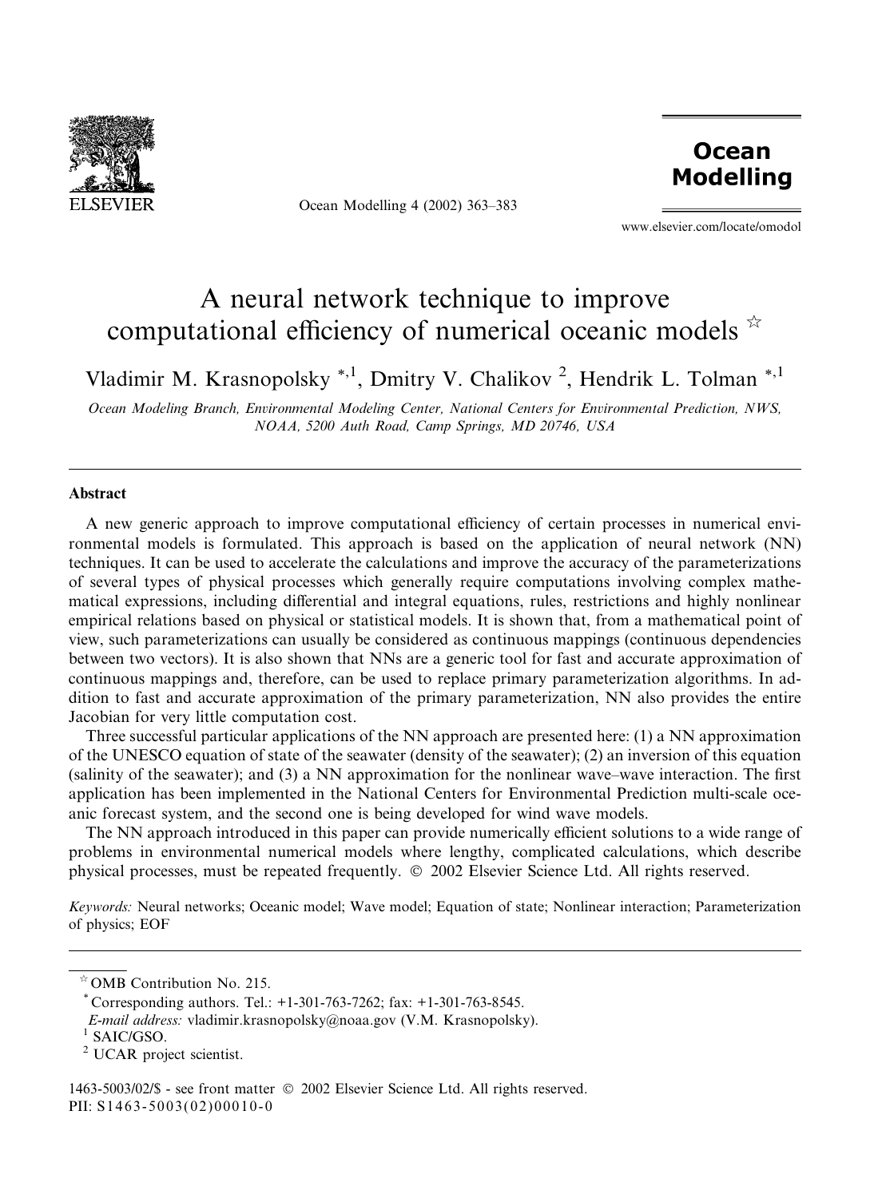# A neural network technique to improve computational efficiency of numerical oceanic models ☆

Vladimir M. Krasnopolsky [*,1], Dmitry V. Chalikov [2], Hendrik L. Tolman [*,1]

*Ocean Modeling Branch, Environmental Modeling Center, National Centers for Environmental Prediction, NWS, NOAA, 5200 Auth Road, Camp Springs, MD 20746, USA*

---

## Abstract

A new generic approach to improve computational efficiency of certain processes in numerical environmental models is formulated. This approach is based on the application of neural network (NN) techniques. It can be used to accelerate the calculations and improve the accuracy of the parameterizations of several types of physical processes which generally require computations involving complex mathematical expressions, including differential and integral equations, rules, restrictions and highly nonlinear empirical relations based on physical or statistical models. It is shown that, from a mathematical point of view, such parameterizations can usually be considered as continuous mappings (continuous dependencies between two vectors). It is also shown that NNs are a generic tool for fast and accurate approximation of continuous mappings and, therefore, can be used to replace primary parameterization algorithms. In addition to fast and accurate approximation of the primary parameterization, NN also provides the entire Jacobian for very little computation cost.

Three successful particular applications of the NN approach are presented here: (1) a NN approximation of the UNESCO equation of state of the seawater (density of the seawater); (2) an inversion of this equation (salinity of the seawater); and (3) a NN approximation for the nonlinear wave–wave interaction. The first application has been implemented in the National Centers for Environmental Prediction multi-scale oceanic forecast system, and the second one is being developed for wind wave models.

The NN approach introduced in this paper can provide numerically efficient solutions to a wide range of problems in environmental numerical models where lengthy, complicated calculations, which describe physical processes, must be repeated frequently. © 2002 Elsevier Science Ltd. All rights reserved.

*Keywords:* Neural networks; Oceanic model; Wave model; Equation of state; Nonlinear interaction; Parameterization of physics; EOF

---

☆ OMB Contribution No. 215.

\* Corresponding authors. Tel.: +1-301-763-7262; fax: +1-301-763-8545.

*E-mail address:* vladimir.krasnopolsky@noaa.gov (V.M. Krasnopolsky).

[1] SAIC/GSO.

[2] UCAR project scientist.

1463-5003/02/$ - see front matter © 2002 Elsevier Science Ltd. All rights reserved.
PII: S1463-5003(02)00010-0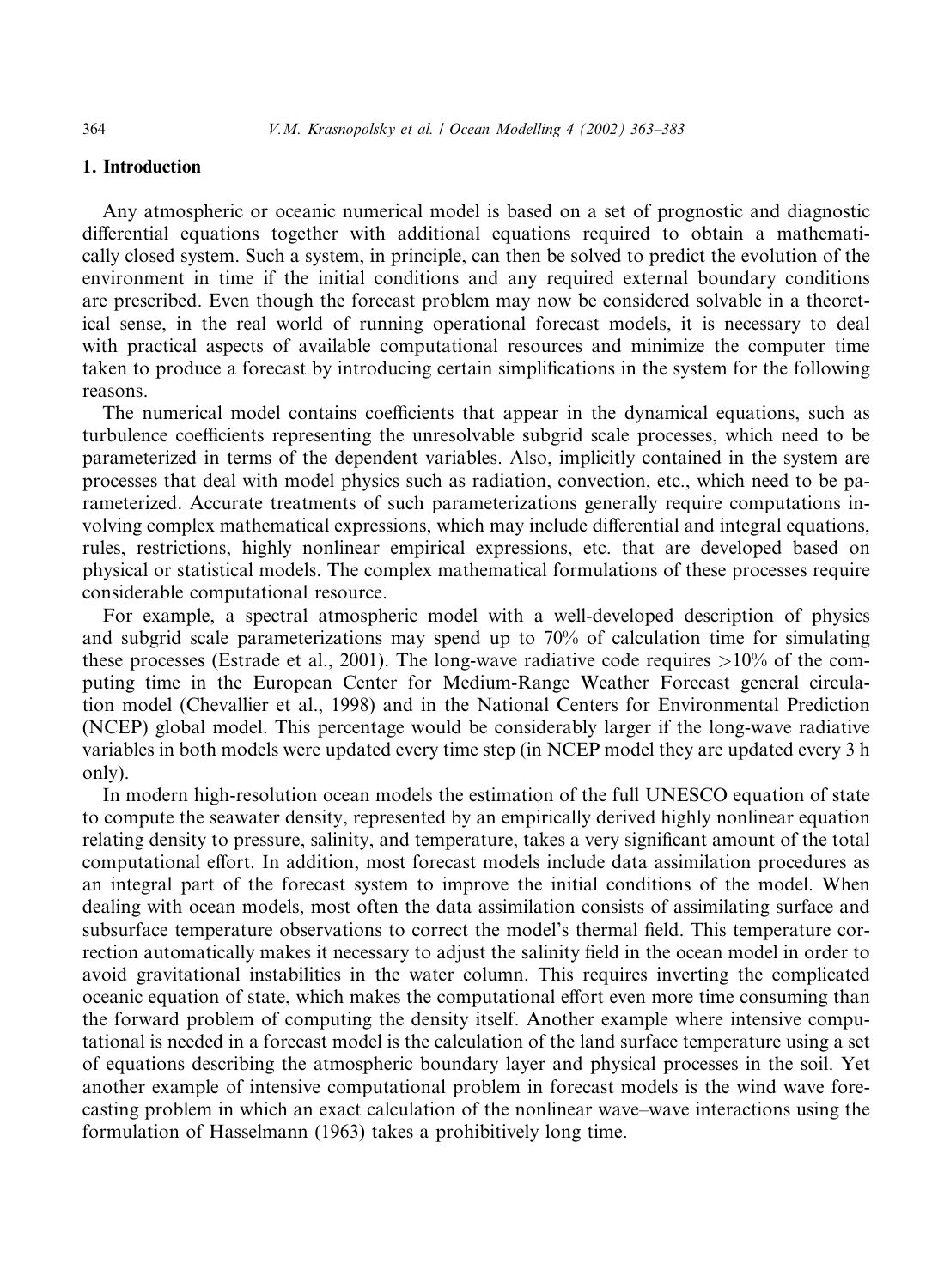## 1. Introduction

Any atmospheric or oceanic numerical model is based on a set of prognostic and diagnostic differential equations together with additional equations required to obtain a mathematically closed system. Such a system, in principle, can then be solved to predict the evolution of the environment in time if the initial conditions and any required external boundary conditions are prescribed. Even though the forecast problem may now be considered solvable in a theoretical sense, in the real world of running operational forecast models, it is necessary to deal with practical aspects of available computational resources and minimize the computer time taken to produce a forecast by introducing certain simplifications in the system for the following reasons.

The numerical model contains coefficients that appear in the dynamical equations, such as turbulence coefficients representing the unresolvable subgrid scale processes, which need to be parameterized in terms of the dependent variables. Also, implicitly contained in the system are processes that deal with model physics such as radiation, convection, etc., which need to be parameterized. Accurate treatments of such parameterizations generally require computations involving complex mathematical expressions, which may include differential and integral equations, rules, restrictions, highly nonlinear empirical expressions, etc. that are developed based on physical or statistical models. The complex mathematical formulations of these processes require considerable computational resource.

For example, a spectral atmospheric model with a well-developed description of physics and subgrid scale parameterizations may spend up to 70% of calculation time for simulating these processes (Estrade et al., 2001). The long-wave radiative code requires >10% of the computing time in the European Center for Medium-Range Weather Forecast general circulation model (Chevallier et al., 1998) and in the National Centers for Environmental Prediction (NCEP) global model. This percentage would be considerably larger if the long-wave radiative variables in both models were updated every time step (in NCEP model they are updated every 3 h only).

In modern high-resolution ocean models the estimation of the full UNESCO equation of state to compute the seawater density, represented by an empirically derived highly nonlinear equation relating density to pressure, salinity, and temperature, takes a very significant amount of the total computational effort. In addition, most forecast models include data assimilation procedures as an integral part of the forecast system to improve the initial conditions of the model. When dealing with ocean models, most often the data assimilation consists of assimilating surface and subsurface temperature observations to correct the model's thermal field. This temperature correction automatically makes it necessary to adjust the salinity field in the ocean model in order to avoid gravitational instabilities in the water column. This requires inverting the complicated oceanic equation of state, which makes the computational effort even more time consuming than the forward problem of computing the density itself. Another example where intensive computational is needed in a forecast model is the calculation of the land surface temperature using a set of equations describing the atmospheric boundary layer and physical processes in the soil. Yet another example of intensive computational problem in forecast models is the wind wave forecasting problem in which an exact calculation of the nonlinear wave–wave interactions using the formulation of Hasselmann (1963) takes a prohibitively long time.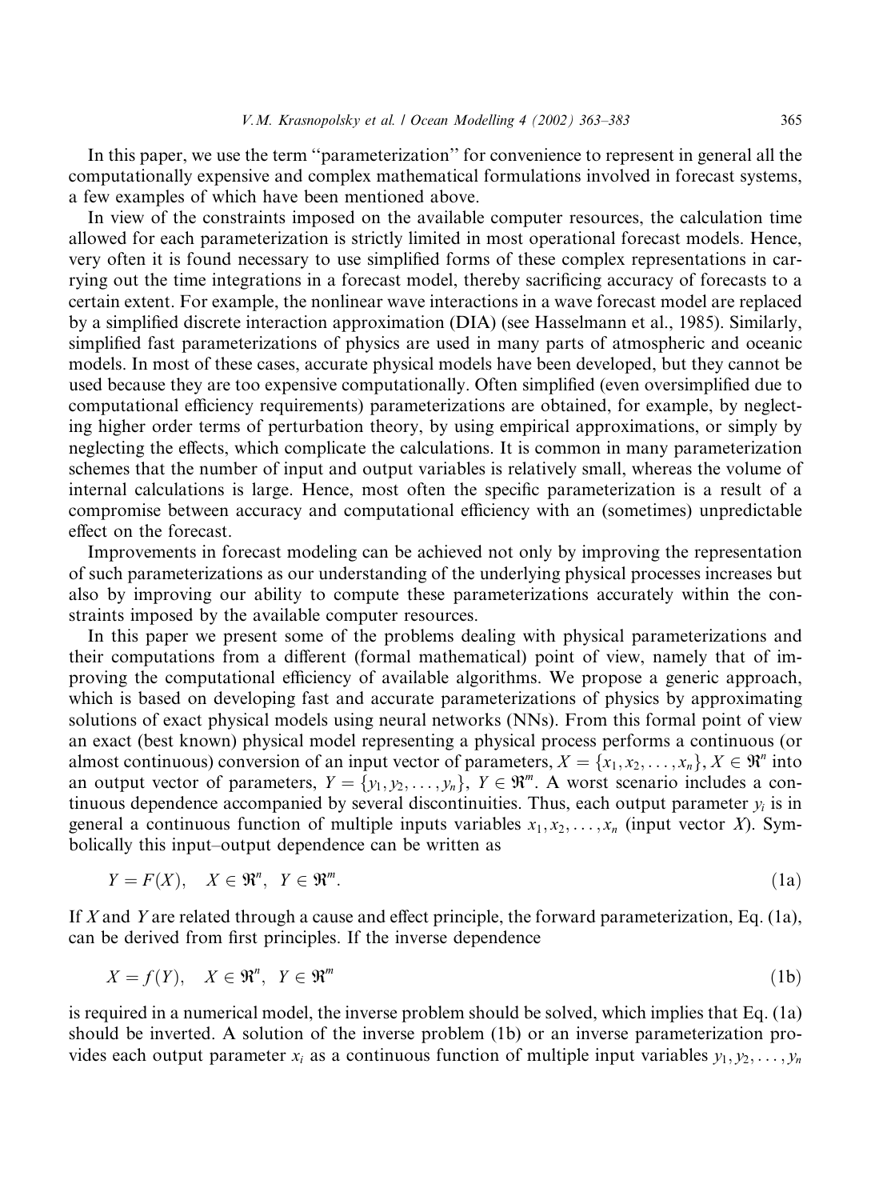In this paper, we use the term ''parameterization'' for convenience to represent in general all the computationally expensive and complex mathematical formulations involved in forecast systems, a few examples of which have been mentioned above.

In view of the constraints imposed on the available computer resources, the calculation time allowed for each parameterization is strictly limited in most operational forecast models. Hence, very often it is found necessary to use simplified forms of these complex representations in carrying out the time integrations in a forecast model, thereby sacrificing accuracy of forecasts to a certain extent. For example, the nonlinear wave interactions in a wave forecast model are replaced by a simplified discrete interaction approximation (DIA) (see Hasselmann et al., 1985). Similarly, simplified fast parameterizations of physics are used in many parts of atmospheric and oceanic models. In most of these cases, accurate physical models have been developed, but they cannot be used because they are too expensive computationally. Often simplified (even oversimplified due to computational efficiency requirements) parameterizations are obtained, for example, by neglecting higher order terms of perturbation theory, by using empirical approximations, or simply by neglecting the effects, which complicate the calculations. It is common in many parameterization schemes that the number of input and output variables is relatively small, whereas the volume of internal calculations is large. Hence, most often the specific parameterization is a result of a compromise between accuracy and computational efficiency with an (sometimes) unpredictable effect on the forecast.

Improvements in forecast modeling can be achieved not only by improving the representation of such parameterizations as our understanding of the underlying physical processes increases but also by improving our ability to compute these parameterizations accurately within the constraints imposed by the available computer resources.

In this paper we present some of the problems dealing with physical parameterizations and their computations from a different (formal mathematical) point of view, namely that of improving the computational efficiency of available algorithms. We propose a generic approach, which is based on developing fast and accurate parameterizations of physics by approximating solutions of exact physical models using neural networks (NNs). From this formal point of view an exact (best known) physical model representing a physical process performs a continuous (or almost continuous) conversion of an input vector of parameters, $X = \{x_1, x_2, \ldots, x_n\}$, $X \in \Re^n$ into an output vector of parameters, $Y = \{y_1, y_2, \ldots, y_n\}$, $Y \in \Re^m$. A worst scenario includes a continuous dependence accompanied by several discontinuities. Thus, each output parameter $y_i$ is in general a continuous function of multiple inputs variables $x_1, x_2, \ldots, x_n$ (input vector $X$). Symbolically this input–output dependence can be written as

$$Y = F(X), \quad X \in \Re^n, \ \ Y \in \Re^m. \tag{1a}$$

If $X$ and $Y$ are related through a cause and effect principle, the forward parameterization, Eq. (1a), can be derived from first principles. If the inverse dependence

$$X = f(Y), \quad X \in \Re^n, \ \ Y \in \Re^m \tag{1b}$$

is required in a numerical model, the inverse problem should be solved, which implies that Eq. (1a) should be inverted. A solution of the inverse problem (1b) or an inverse parameterization provides each output parameter $x_i$ as a continuous function of multiple input variables $y_1, y_2, \ldots, y_n$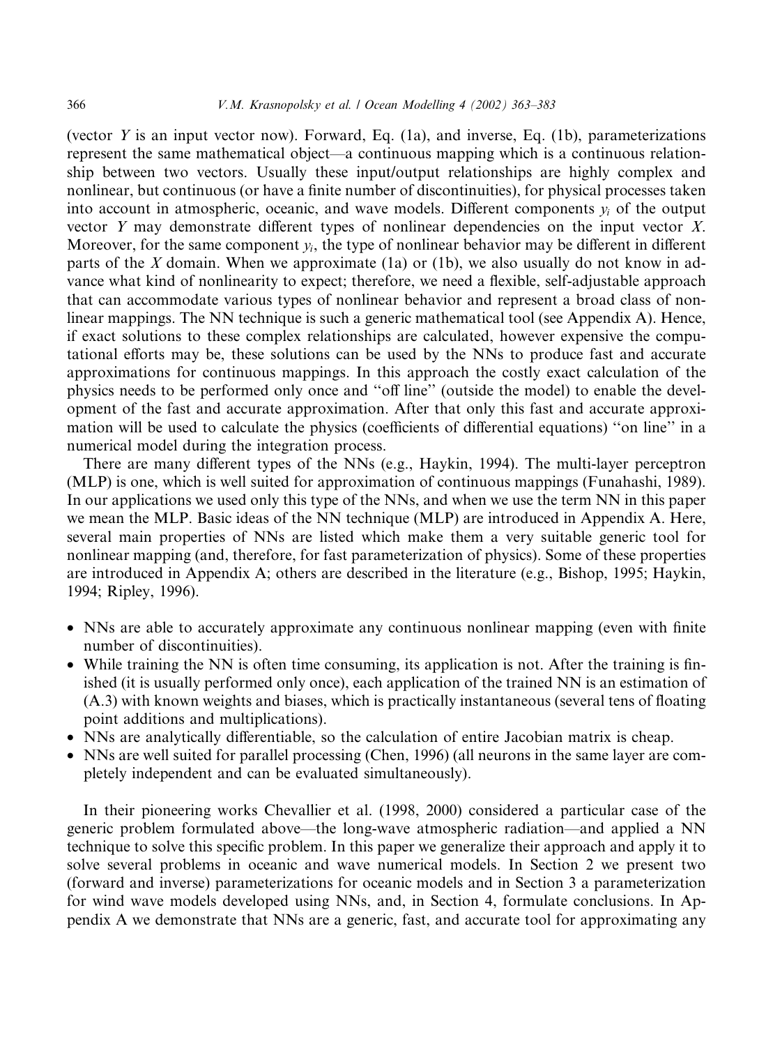(vector $Y$ is an input vector now). Forward, Eq. (1a), and inverse, Eq. (1b), parameterizations represent the same mathematical object—a continuous mapping which is a continuous relationship between two vectors. Usually these input/output relationships are highly complex and nonlinear, but continuous (or have a finite number of discontinuities), for physical processes taken into account in atmospheric, oceanic, and wave models. Different components $y_i$ of the output vector $Y$ may demonstrate different types of nonlinear dependencies on the input vector $X$. Moreover, for the same component $y_i$, the type of nonlinear behavior may be different in different parts of the $X$ domain. When we approximate (1a) or (1b), we also usually do not know in advance what kind of nonlinearity to expect; therefore, we need a flexible, self-adjustable approach that can accommodate various types of nonlinear behavior and represent a broad class of nonlinear mappings. The NN technique is such a generic mathematical tool (see Appendix A). Hence, if exact solutions to these complex relationships are calculated, however expensive the computational efforts may be, these solutions can be used by the NNs to produce fast and accurate approximations for continuous mappings. In this approach the costly exact calculation of the physics needs to be performed only once and "off line" (outside the model) to enable the development of the fast and accurate approximation. After that only this fast and accurate approximation will be used to calculate the physics (coefficients of differential equations) "on line" in a numerical model during the integration process.

There are many different types of the NNs (e.g., Haykin, 1994). The multi-layer perceptron (MLP) is one, which is well suited for approximation of continuous mappings (Funahashi, 1989). In our applications we used only this type of the NNs, and when we use the term NN in this paper we mean the MLP. Basic ideas of the NN technique (MLP) are introduced in Appendix A. Here, several main properties of NNs are listed which make them a very suitable generic tool for nonlinear mapping (and, therefore, for fast parameterization of physics). Some of these properties are introduced in Appendix A; others are described in the literature (e.g., Bishop, 1995; Haykin, 1994; Ripley, 1996).

- NNs are able to accurately approximate any continuous nonlinear mapping (even with finite number of discontinuities).
- While training the NN is often time consuming, its application is not. After the training is finished (it is usually performed only once), each application of the trained NN is an estimation of (A.3) with known weights and biases, which is practically instantaneous (several tens of floating point additions and multiplications).
- NNs are analytically differentiable, so the calculation of entire Jacobian matrix is cheap.
- NNs are well suited for parallel processing (Chen, 1996) (all neurons in the same layer are completely independent and can be evaluated simultaneously).

In their pioneering works Chevallier et al. (1998, 2000) considered a particular case of the generic problem formulated above—the long-wave atmospheric radiation—and applied a NN technique to solve this specific problem. In this paper we generalize their approach and apply it to solve several problems in oceanic and wave numerical models. In Section 2 we present two (forward and inverse) parameterizations for oceanic models and in Section 3 a parameterization for wind wave models developed using NNs, and, in Section 4, formulate conclusions. In Appendix A we demonstrate that NNs are a generic, fast, and accurate tool for approximating any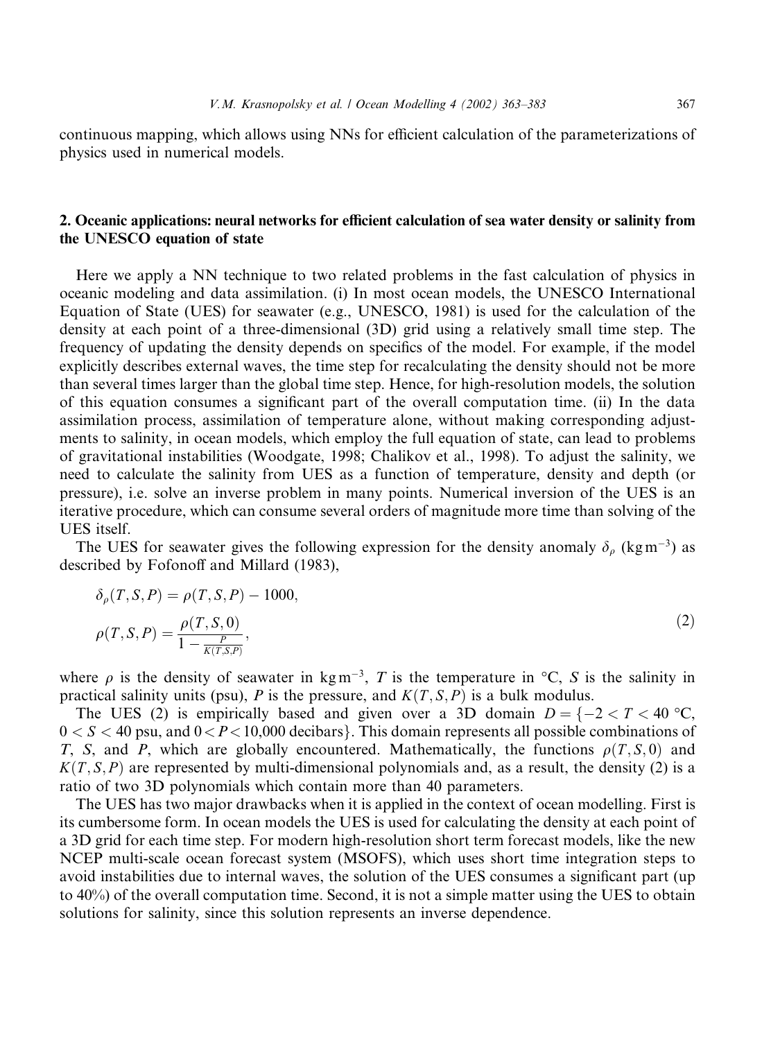continuous mapping, which allows using NNs for efficient calculation of the parameterizations of physics used in numerical models.

## 2. Oceanic applications: neural networks for efficient calculation of sea water density or salinity from the UNESCO equation of state

Here we apply a NN technique to two related problems in the fast calculation of physics in oceanic modeling and data assimilation. (i) In most ocean models, the UNESCO International Equation of State (UES) for seawater (e.g., UNESCO, 1981) is used for the calculation of the density at each point of a three-dimensional (3D) grid using a relatively small time step. The frequency of updating the density depends on specifics of the model. For example, if the model explicitly describes external waves, the time step for recalculating the density should not be more than several times larger than the global time step. Hence, for high-resolution models, the solution of this equation consumes a significant part of the overall computation time. (ii) In the data assimilation process, assimilation of temperature alone, without making corresponding adjustments to salinity, in ocean models, which employ the full equation of state, can lead to problems of gravitational instabilities (Woodgate, 1998; Chalikov et al., 1998). To adjust the salinity, we need to calculate the salinity from UES as a function of temperature, density and depth (or pressure), i.e. solve an inverse problem in many points. Numerical inversion of the UES is an iterative procedure, which can consume several orders of magnitude more time than solving of the UES itself.

The UES for seawater gives the following expression for the density anomaly $\delta_\rho$ ($\mathrm{kg\,m^{-3}}$) as described by Fofonoff and Millard (1983),

$$
\begin{aligned}
\delta_\rho(T,S,P) &= \rho(T,S,P) - 1000, \\
\rho(T,S,P) &= \frac{\rho(T,S,0)}{1 - \frac{P}{K(T,S,P)}},
\end{aligned}
\tag{2}
$$

where $\rho$ is the density of seawater in $\mathrm{kg\,m^{-3}}$, $T$ is the temperature in °C, $S$ is the salinity in practical salinity units (psu), $P$ is the pressure, and $K(T,S,P)$ is a bulk modulus.

The UES (2) is empirically based and given over a 3D domain $D = \{-2 < T < 40\ ^\circ\mathrm{C}$, $0 < S < 40$ psu, and $0 < P < 10{,}000$ decibars$\}$. This domain represents all possible combinations of $T$, $S$, and $P$, which are globally encountered. Mathematically, the functions $\rho(T,S,0)$ and $K(T,S,P)$ are represented by multi-dimensional polynomials and, as a result, the density (2) is a ratio of two 3D polynomials which contain more than 40 parameters.

The UES has two major drawbacks when it is applied in the context of ocean modelling. First is its cumbersome form. In ocean models the UES is used for calculating the density at each point of a 3D grid for each time step. For modern high-resolution short term forecast models, like the new NCEP multi-scale ocean forecast system (MSOFS), which uses short time integration steps to avoid instabilities due to internal waves, the solution of the UES consumes a significant part (up to 40%) of the overall computation time. Second, it is not a simple matter using the UES to obtain solutions for salinity, since this solution represents an inverse dependence.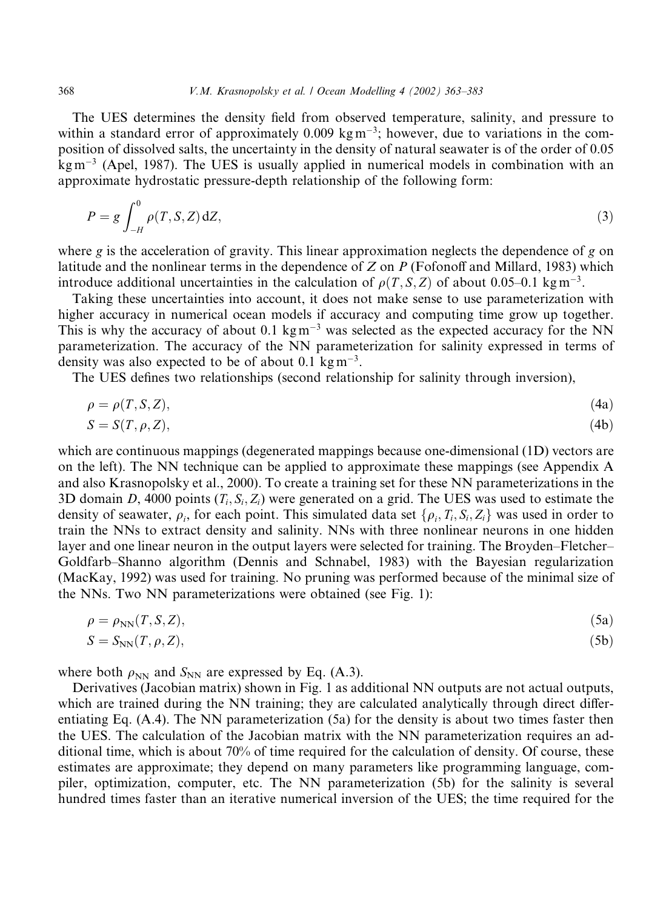The UES determines the density field from observed temperature, salinity, and pressure to within a standard error of approximately 0.009 kg m$^{-3}$; however, due to variations in the composition of dissolved salts, the uncertainty in the density of natural seawater is of the order of 0.05 kg m$^{-3}$ (Apel, 1987). The UES is usually applied in numerical models in combination with an approximate hydrostatic pressure-depth relationship of the following form:

$$P = g\int_{-H}^{0} \rho(T, S, Z)\,\mathrm{d}Z, \tag{3}$$

where $g$ is the acceleration of gravity. This linear approximation neglects the dependence of $g$ on latitude and the nonlinear terms in the dependence of $Z$ on $P$ (Fofonoff and Millard, 1983) which introduce additional uncertainties in the calculation of $\rho(T, S, Z)$ of about 0.05–0.1 kg m$^{-3}$.

Taking these uncertainties into account, it does not make sense to use parameterization with higher accuracy in numerical ocean models if accuracy and computing time grow up together. This is why the accuracy of about 0.1 kg m$^{-3}$ was selected as the expected accuracy for the NN parameterization. The accuracy of the NN parameterization for salinity expressed in terms of density was also expected to be of about 0.1 kg m$^{-3}$.

The UES defines two relationships (second relationship for salinity through inversion),

$$\rho = \rho(T, S, Z), \tag{4a}$$

$$S = S(T, \rho, Z), \tag{4b}$$

which are continuous mappings (degenerated mappings because one-dimensional (1D) vectors are on the left). The NN technique can be applied to approximate these mappings (see Appendix A and also Krasnopolsky et al., 2000). To create a training set for these NN parameterizations in the 3D domain $D$, 4000 points $(T_i, S_i, Z_i)$ were generated on a grid. The UES was used to estimate the density of seawater, $\rho_i$, for each point. This simulated data set $\{\rho_i, T_i, S_i, Z_i\}$ was used in order to train the NNs to extract density and salinity. NNs with three nonlinear neurons in one hidden layer and one linear neuron in the output layers were selected for training. The Broyden–Fletcher–Goldfarb–Shanno algorithm (Dennis and Schnabel, 1983) with the Bayesian regularization (MacKay, 1992) was used for training. No pruning was performed because of the minimal size of the NNs. Two NN parameterizations were obtained (see Fig. 1):

$$\rho = \rho_{\mathrm{NN}}(T, S, Z), \tag{5a}$$

$$S = S_{\mathrm{NN}}(T, \rho, Z), \tag{5b}$$

where both $\rho_{\mathrm{NN}}$ and $S_{\mathrm{NN}}$ are expressed by Eq. (A.3).

Derivatives (Jacobian matrix) shown in Fig. 1 as additional NN outputs are not actual outputs, which are trained during the NN training; they are calculated analytically through direct differentiating Eq. (A.4). The NN parameterization (5a) for the density is about two times faster then the UES. The calculation of the Jacobian matrix with the NN parameterization requires an additional time, which is about 70% of time required for the calculation of density. Of course, these estimates are approximate; they depend on many parameters like programming language, compiler, optimization, computer, etc. The NN parameterization (5b) for the salinity is several hundred times faster than an iterative numerical inversion of the UES; the time required for the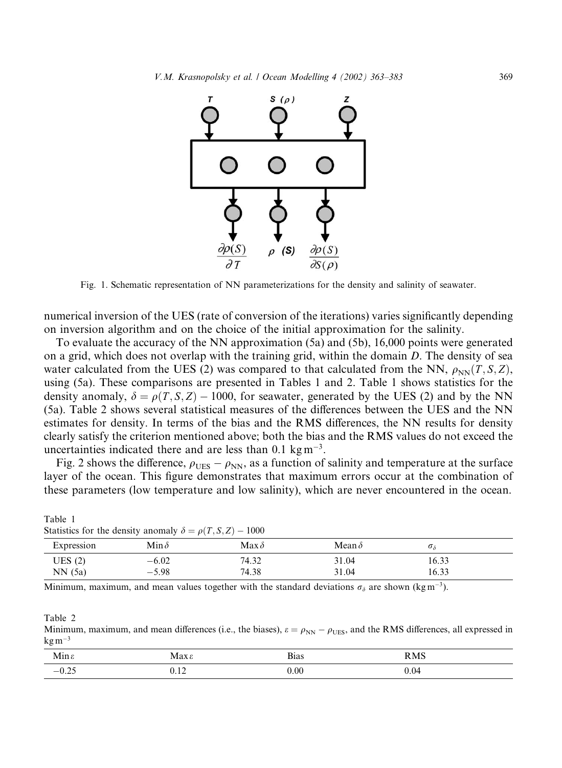Fig. 1. Schematic representation of NN parameterizations for the density and salinity of seawater.

numerical inversion of the UES (rate of conversion of the iterations) varies significantly depending on inversion algorithm and on the choice of the initial approximation for the salinity.

To evaluate the accuracy of the NN approximation (5a) and (5b), 16,000 points were generated on a grid, which does not overlap with the training grid, within the domain $D$. The density of sea water calculated from the UES (2) was compared to that calculated from the NN, $\rho_{NN}(T, S, Z)$, using (5a). These comparisons are presented in Tables 1 and 2. Table 1 shows statistics for the density anomaly, $\delta = \rho(T, S, Z) - 1000$, for seawater, generated by the UES (2) and by the NN (5a). Table 2 shows several statistical measures of the differences between the UES and the NN estimates for density. In terms of the bias and the RMS differences, the NN results for density clearly satisfy the criterion mentioned above; both the bias and the RMS values do not exceed the uncertainties indicated there and are less than 0.1 $\text{kg m}^{-3}$.

Fig. 2 shows the difference, $\rho_{UES} - \rho_{NN}$, as a function of salinity and temperature at the surface layer of the ocean. This figure demonstrates that maximum errors occur at the combination of these parameters (low temperature and low salinity), which are never encountered in the ocean.

Table 1
Statistics for the density anomaly $\delta = \rho(T, S, Z) - 1000$

| Expression | Min $\delta$ | Max $\delta$ | Mean $\delta$ | $\sigma_\delta$ |
|---|---|---|---|---|
| UES (2) | −6.02 | 74.32 | 31.04 | 16.33 |
| NN (5a) | −5.98 | 74.38 | 31.04 | 16.33 |

Minimum, maximum, and mean values together with the standard deviations $\sigma_\delta$ are shown ($\text{kg m}^{-3}$).

Table 2
Minimum, maximum, and mean differences (i.e., the biases), $\varepsilon = \rho_{NN} - \rho_{UES}$, and the RMS differences, all expressed in $\text{kg m}^{-3}$

| Min $\varepsilon$ | Max $\varepsilon$ | Bias | RMS |
|---|---|---|---|
| −0.25 | 0.12 | 0.00 | 0.04 |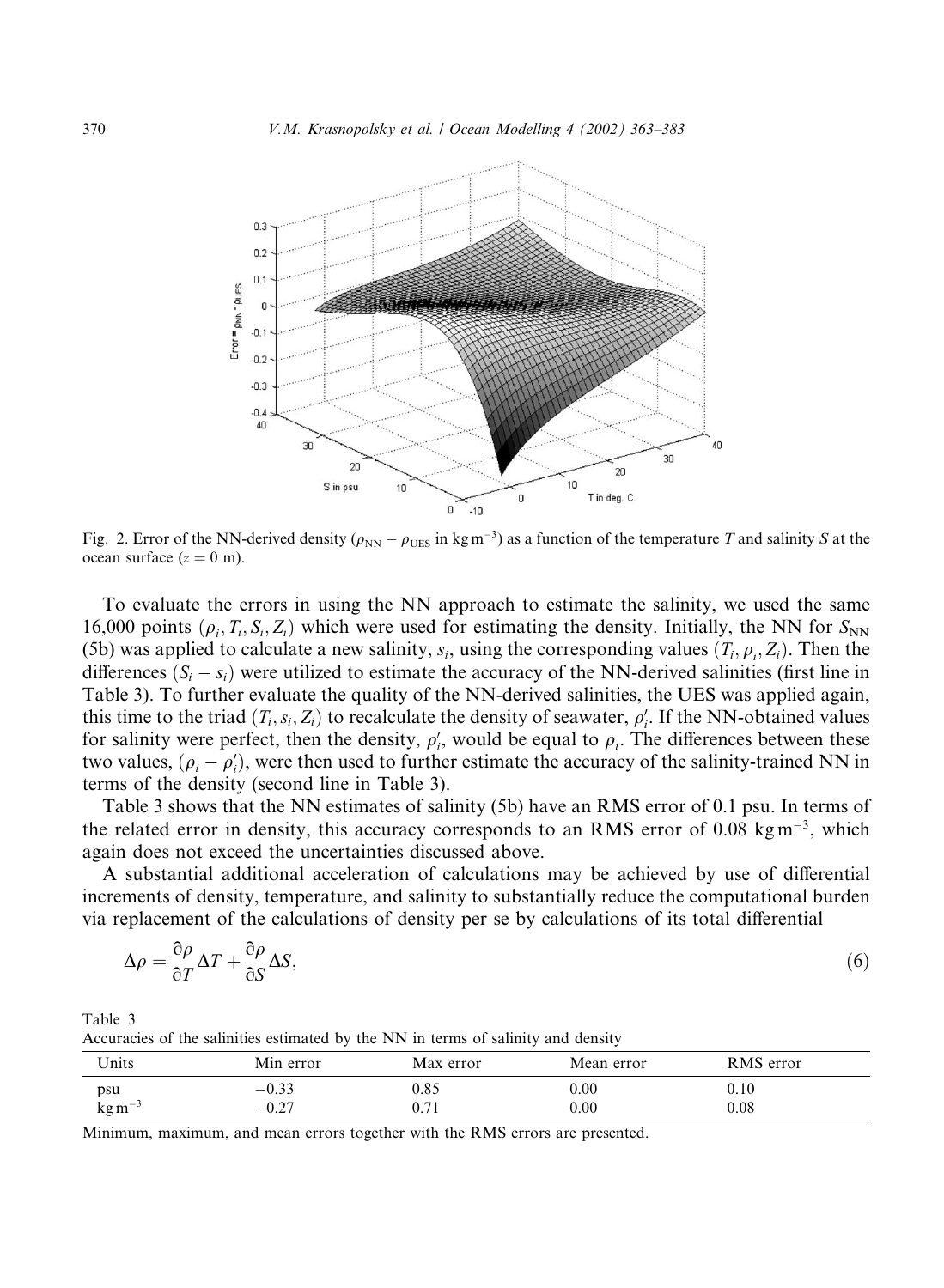Fig. 2. Error of the NN-derived density ($\rho_{NN} - \rho_{UES}$ in kg m$^{-3}$) as a function of the temperature $T$ and salinity $S$ at the ocean surface ($z = 0$ m).

To evaluate the errors in using the NN approach to estimate the salinity, we used the same 16,000 points $(\rho_i, T_i, S_i, Z_i)$ which were used for estimating the density. Initially, the NN for $S_{NN}$ (5b) was applied to calculate a new salinity, $s_i$, using the corresponding values $(T_i, \rho_i, Z_i)$. Then the differences $(S_i - s_i)$ were utilized to estimate the accuracy of the NN-derived salinities (first line in Table 3). To further evaluate the quality of the NN-derived salinities, the UES was applied again, this time to the triad $(T_i, s_i, Z_i)$ to recalculate the density of seawater, $\rho'_i$. If the NN-obtained values for salinity were perfect, then the density, $\rho'_i$, would be equal to $\rho_i$. The differences between these two values, $(\rho_i - \rho'_i)$, were then used to further estimate the accuracy of the salinity-trained NN in terms of the density (second line in Table 3).

Table 3 shows that the NN estimates of salinity (5b) have an RMS error of 0.1 psu. In terms of the related error in density, this accuracy corresponds to an RMS error of 0.08 kg m$^{-3}$, which again does not exceed the uncertainties discussed above.

A substantial additional acceleration of calculations may be achieved by use of differential increments of density, temperature, and salinity to substantially reduce the computational burden via replacement of the calculations of density per se by calculations of its total differential

$$\Delta\rho = \frac{\partial \rho}{\partial T}\Delta T + \frac{\partial \rho}{\partial S}\Delta S, \tag{6}$$

Table 3
Accuracies of the salinities estimated by the NN in terms of salinity and density

| Units | Min error | Max error | Mean error | RMS error |
|---|---|---|---|---|
| psu | −0.33 | 0.85 | 0.00 | 0.10 |
| kg m$^{-3}$ | −0.27 | 0.71 | 0.00 | 0.08 |

Minimum, maximum, and mean errors together with the RMS errors are presented.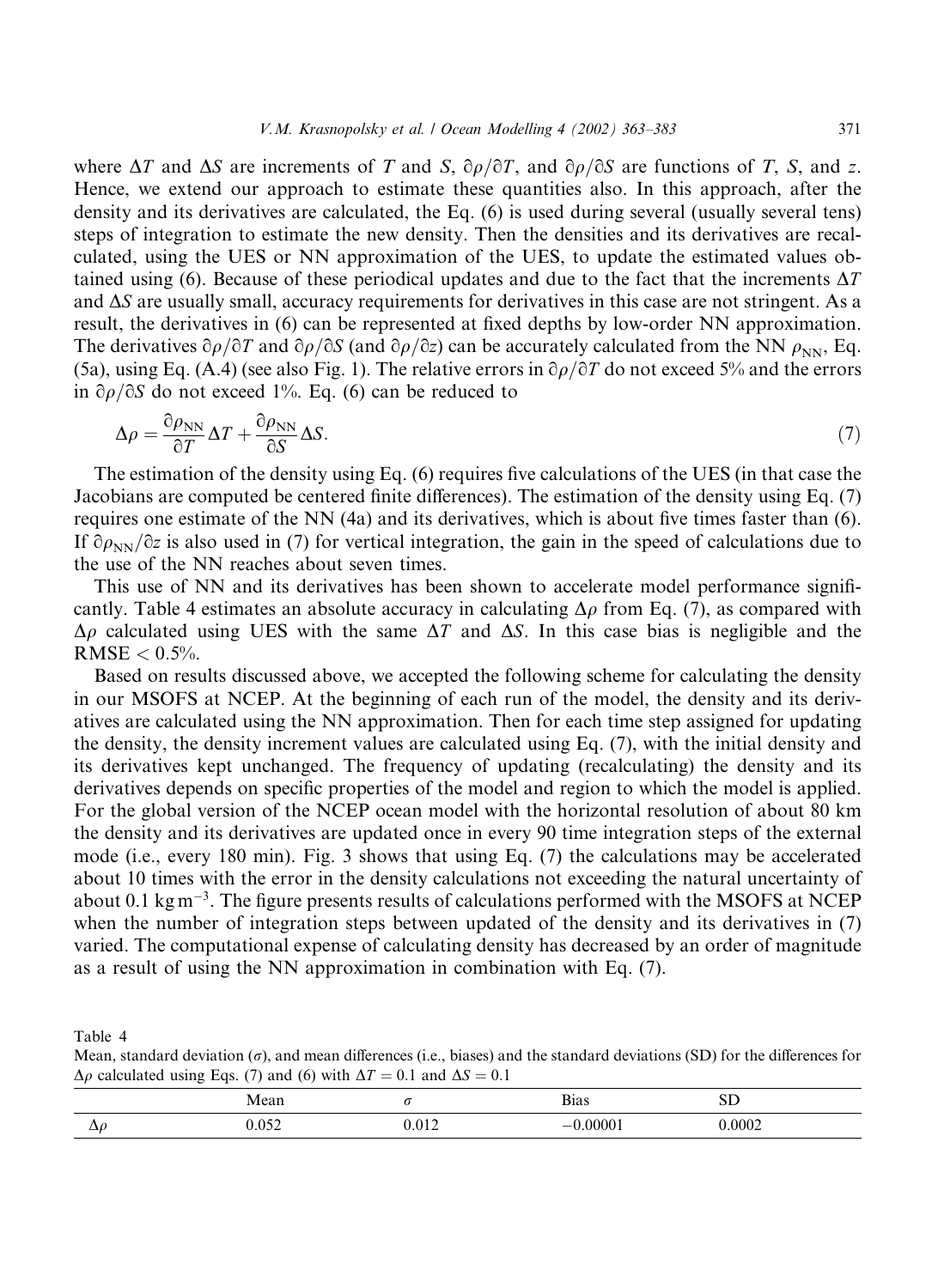where $\Delta T$ and $\Delta S$ are increments of $T$ and $S$, $\partial\rho/\partial T$, and $\partial\rho/\partial S$ are functions of $T$, $S$, and $z$. Hence, we extend our approach to estimate these quantities also. In this approach, after the density and its derivatives are calculated, the Eq. (6) is used during several (usually several tens) steps of integration to estimate the new density. Then the densities and its derivatives are recalculated, using the UES or NN approximation of the UES, to update the estimated values obtained using (6). Because of these periodical updates and due to the fact that the increments $\Delta T$ and $\Delta S$ are usually small, accuracy requirements for derivatives in this case are not stringent. As a result, the derivatives in (6) can be represented at fixed depths by low-order NN approximation. The derivatives $\partial\rho/\partial T$ and $\partial\rho/\partial S$ (and $\partial\rho/\partial z$) can be accurately calculated from the NN $\rho_{\mathrm{NN}}$, Eq. (5a), using Eq. (A.4) (see also Fig. 1). The relative errors in $\partial\rho/\partial T$ do not exceed 5% and the errors in $\partial\rho/\partial S$ do not exceed 1%. Eq. (6) can be reduced to

$$\Delta\rho = \frac{\partial\rho_{\mathrm{NN}}}{\partial T}\Delta T + \frac{\partial\rho_{\mathrm{NN}}}{\partial S}\Delta S. \tag{7}$$

The estimation of the density using Eq. (6) requires five calculations of the UES (in that case the Jacobians are computed be centered finite differences). The estimation of the density using Eq. (7) requires one estimate of the NN (4a) and its derivatives, which is about five times faster than (6). If $\partial\rho_{\mathrm{NN}}/\partial z$ is also used in (7) for vertical integration, the gain in the speed of calculations due to the use of the NN reaches about seven times.

This use of NN and its derivatives has been shown to accelerate model performance significantly. Table 4 estimates an absolute accuracy in calculating $\Delta\rho$ from Eq. (7), as compared with $\Delta\rho$ calculated using UES with the same $\Delta T$ and $\Delta S$. In this case bias is negligible and the RMSE $< 0.5\%$.

Based on results discussed above, we accepted the following scheme for calculating the density in our MSOFS at NCEP. At the beginning of each run of the model, the density and its derivatives are calculated using the NN approximation. Then for each time step assigned for updating the density, the density increment values are calculated using Eq. (7), with the initial density and its derivatives kept unchanged. The frequency of updating (recalculating) the density and its derivatives depends on specific properties of the model and region to which the model is applied. For the global version of the NCEP ocean model with the horizontal resolution of about 80 km the density and its derivatives are updated once in every 90 time integration steps of the external mode (i.e., every 180 min). Fig. 3 shows that using Eq. (7) the calculations may be accelerated about 10 times with the error in the density calculations not exceeding the natural uncertainty of about 0.1 kg m$^{-3}$. The figure presents results of calculations performed with the MSOFS at NCEP when the number of integration steps between updated of the density and its derivatives in (7) varied. The computational expense of calculating density has decreased by an order of magnitude as a result of using the NN approximation in combination with Eq. (7).

Table 4
Mean, standard deviation ($\sigma$), and mean differences (i.e., biases) and the standard deviations (SD) for the differences for $\Delta\rho$ calculated using Eqs. (7) and (6) with $\Delta T = 0.1$ and $\Delta S = 0.1$

| | Mean | $\sigma$ | Bias | SD |
|---|---|---|---|---|
| $\Delta\rho$ | 0.052 | 0.012 | −0.00001 | 0.0002 |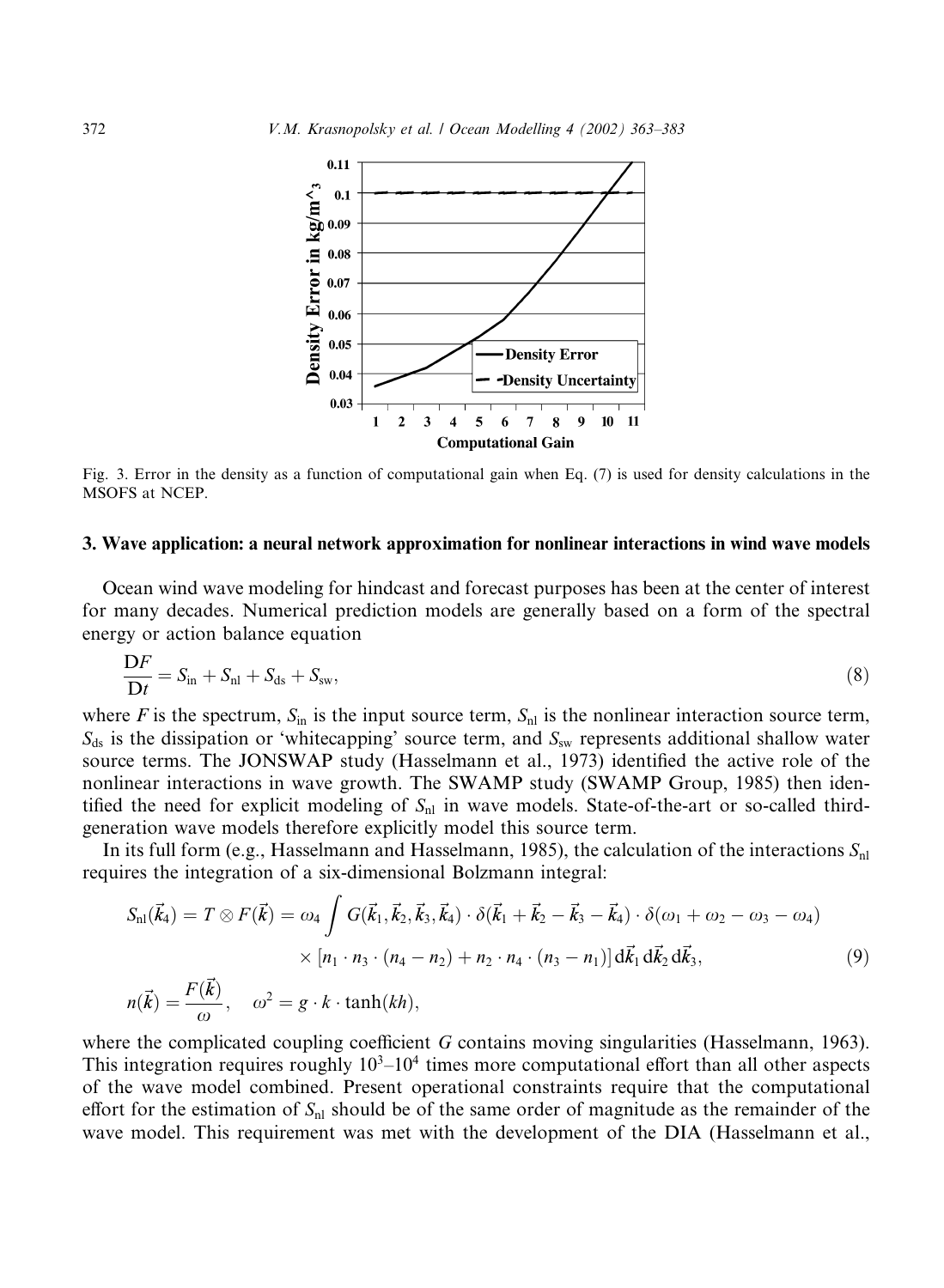Fig. 3. Error in the density as a function of computational gain when Eq. (7) is used for density calculations in the MSOFS at NCEP.

## 3. Wave application: a neural network approximation for nonlinear interactions in wind wave models

Ocean wind wave modeling for hindcast and forecast purposes has been at the center of interest for many decades. Numerical prediction models are generally based on a form of the spectral energy or action balance equation

$$\frac{DF}{Dt} = S_{in} + S_{nl} + S_{ds} + S_{sw}, \tag{8}$$

where $F$ is the spectrum, $S_{in}$ is the input source term, $S_{nl}$ is the nonlinear interaction source term, $S_{ds}$ is the dissipation or 'whitecapping' source term, and $S_{sw}$ represents additional shallow water source terms. The JONSWAP study (Hasselmann et al., 1973) identified the active role of the nonlinear interactions in wave growth. The SWAMP study (SWAMP Group, 1985) then identified the need for explicit modeling of $S_{nl}$ in wave models. State-of-the-art or so-called third-generation wave models therefore explicitly model this source term.

In its full form (e.g., Hasselmann and Hasselmann, 1985), the calculation of the interactions $S_{nl}$ requires the integration of a six-dimensional Bolzmann integral:

$$S_{nl}(\vec{k}_4) = T \otimes F(\vec{k}) = \omega_4 \int G(\vec{k}_1, \vec{k}_2, \vec{k}_3, \vec{k}_4) \cdot \delta(\vec{k}_1 + \vec{k}_2 - \vec{k}_3 - \vec{k}_4) \cdot \delta(\omega_1 + \omega_2 - \omega_3 - \omega_4) \times [n_1 \cdot n_3 \cdot (n_4 - n_2) + n_2 \cdot n_4 \cdot (n_3 - n_1)] \, d\vec{k}_1 \, d\vec{k}_2 \, d\vec{k}_3, \tag{9}$$

$$n(\vec{k}) = \frac{F(\vec{k})}{\omega}, \quad \omega^2 = g \cdot k \cdot \tanh(kh),$$

where the complicated coupling coefficient $G$ contains moving singularities (Hasselmann, 1963). This integration requires roughly $10^3$–$10^4$ times more computational effort than all other aspects of the wave model combined. Present operational constraints require that the computational effort for the estimation of $S_{nl}$ should be of the same order of magnitude as the remainder of the wave model. This requirement was met with the development of the DIA (Hasselmann et al.,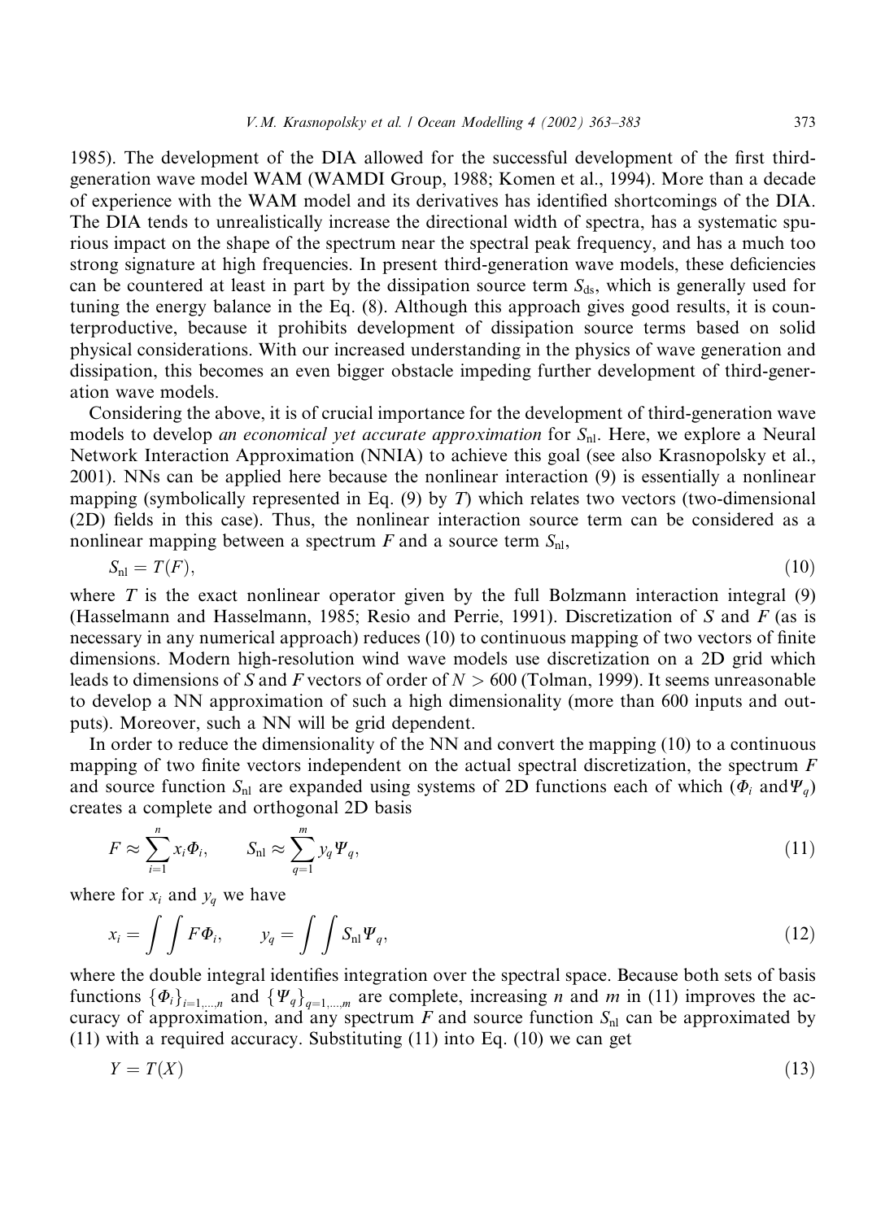1985). The development of the DIA allowed for the successful development of the first third-generation wave model WAM (WAMDI Group, 1988; Komen et al., 1994). More than a decade of experience with the WAM model and its derivatives has identified shortcomings of the DIA. The DIA tends to unrealistically increase the directional width of spectra, has a systematic spurious impact on the shape of the spectrum near the spectral peak frequency, and has a much too strong signature at high frequencies. In present third-generation wave models, these deficiencies can be countered at least in part by the dissipation source term $S_{\rm ds}$, which is generally used for tuning the energy balance in the Eq. (8). Although this approach gives good results, it is counterproductive, because it prohibits development of dissipation source terms based on solid physical considerations. With our increased understanding in the physics of wave generation and dissipation, this becomes an even bigger obstacle impeding further development of third-generation wave models.

Considering the above, it is of crucial importance for the development of third-generation wave models to develop *an economical yet accurate approximation* for $S_{\rm nl}$. Here, we explore a Neural Network Interaction Approximation (NNIA) to achieve this goal (see also Krasnopolsky et al., 2001). NNs can be applied here because the nonlinear interaction (9) is essentially a nonlinear mapping (symbolically represented in Eq. (9) by $T$) which relates two vectors (two-dimensional (2D) fields in this case). Thus, the nonlinear interaction source term can be considered as a nonlinear mapping between a spectrum $F$ and a source term $S_{\rm nl}$,

$$S_{\rm nl} = T(F), \tag{10}$$

where $T$ is the exact nonlinear operator given by the full Bolzmann interaction integral (9) (Hasselmann and Hasselmann, 1985; Resio and Perrie, 1991). Discretization of $S$ and $F$ (as is necessary in any numerical approach) reduces (10) to continuous mapping of two vectors of finite dimensions. Modern high-resolution wind wave models use discretization on a 2D grid which leads to dimensions of $S$ and $F$ vectors of order of $N > 600$ (Tolman, 1999). It seems unreasonable to develop a NN approximation of such a high dimensionality (more than 600 inputs and outputs). Moreover, such a NN will be grid dependent.

In order to reduce the dimensionality of the NN and convert the mapping (10) to a continuous mapping of two finite vectors independent on the actual spectral discretization, the spectrum $F$ and source function $S_{\rm nl}$ are expanded using systems of 2D functions each of which ($\Phi_i$ and $\Psi_q$) creates a complete and orthogonal 2D basis

$$F \approx \sum_{i=1}^{n} x_i \Phi_i, \qquad S_{\rm nl} \approx \sum_{q=1}^{m} y_q \Psi_q, \tag{11}$$

where for $x_i$ and $y_q$ we have

$$x_i = \int \int F \Phi_i, \qquad y_q = \int \int S_{\rm nl} \Psi_q, \tag{12}$$

where the double integral identifies integration over the spectral space. Because both sets of basis functions $\{\Phi_i\}_{i=1,\ldots,n}$ and $\{\Psi_q\}_{q=1,\ldots,m}$ are complete, increasing $n$ and $m$ in (11) improves the accuracy of approximation, and any spectrum $F$ and source function $S_{\rm nl}$ can be approximated by (11) with a required accuracy. Substituting (11) into Eq. (10) we can get

$$Y = T(X) \tag{13}$$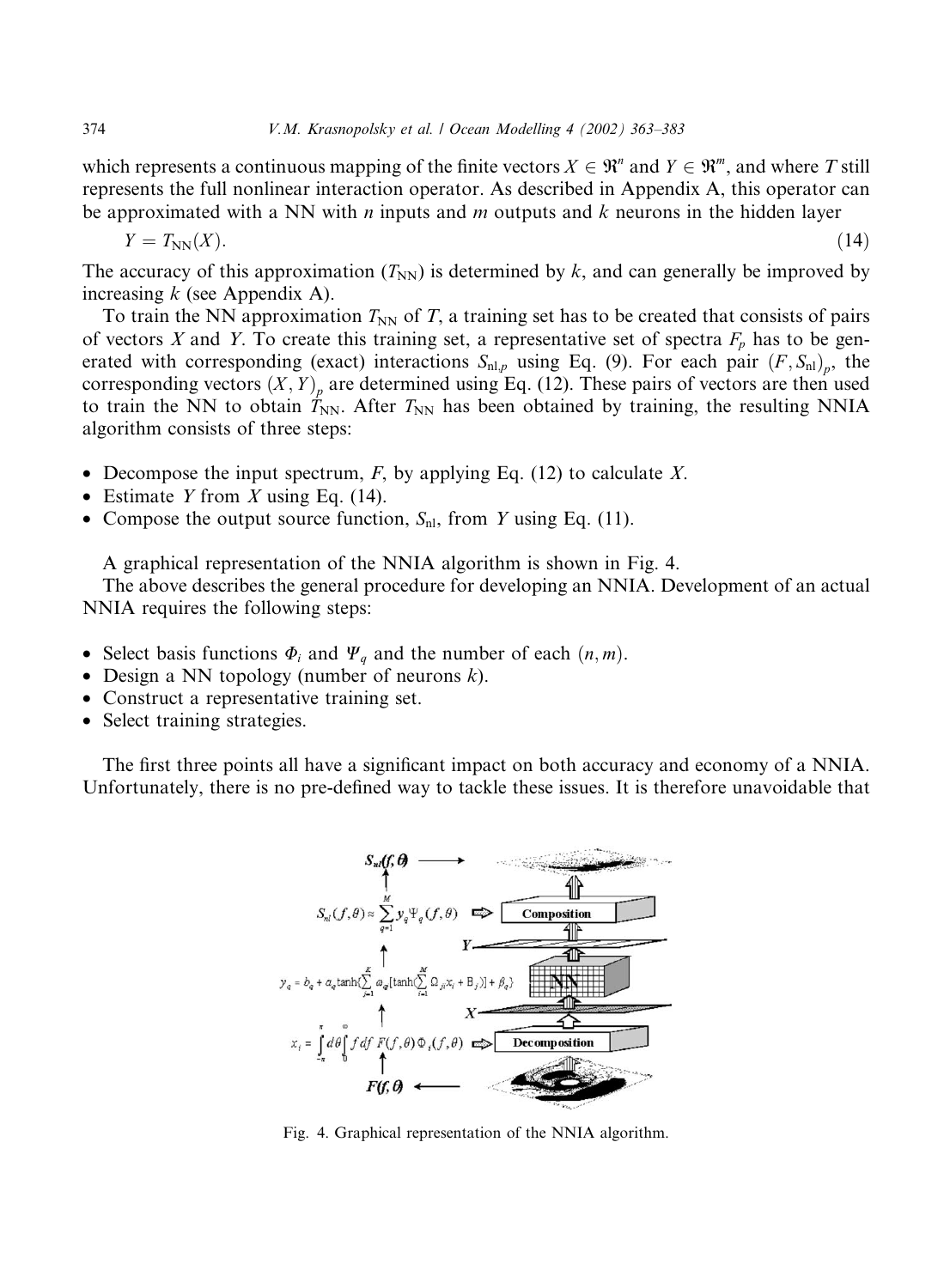which represents a continuous mapping of the finite vectors $X \in \Re^n$ and $Y \in \Re^m$, and where $T$ still represents the full nonlinear interaction operator. As described in Appendix A, this operator can be approximated with a NN with $n$ inputs and $m$ outputs and $k$ neurons in the hidden layer

$$Y = T_{\mathrm{NN}}(X). \tag{14}$$

The accuracy of this approximation ($T_{\mathrm{NN}}$) is determined by $k$, and can generally be improved by increasing $k$ (see Appendix A).

To train the NN approximation $T_{\mathrm{NN}}$ of $T$, a training set has to be created that consists of pairs of vectors $X$ and $Y$. To create this training set, a representative set of spectra $F_p$ has to be generated with corresponding (exact) interactions $S_{\mathrm{nl},p}$ using Eq. (9). For each pair $(F, S_{\mathrm{nl}})_p$, the corresponding vectors $(X, Y)_p$ are determined using Eq. (12). These pairs of vectors are then used to train the NN to obtain $T_{\mathrm{NN}}$. After $T_{\mathrm{NN}}$ has been obtained by training, the resulting NNIA algorithm consists of three steps:

- Decompose the input spectrum, $F$, by applying Eq. (12) to calculate $X$.
- Estimate $Y$ from $X$ using Eq. (14).
- Compose the output source function, $S_{\mathrm{nl}}$, from $Y$ using Eq. (11).

A graphical representation of the NNIA algorithm is shown in Fig. 4.

The above describes the general procedure for developing an NNIA. Development of an actual NNIA requires the following steps:

- Select basis functions $\Phi_i$ and $\Psi_q$ and the number of each $(n, m)$.
- Design a NN topology (number of neurons $k$).
- Construct a representative training set.
- Select training strategies.

The first three points all have a significant impact on both accuracy and economy of a NNIA. Unfortunately, there is no pre-defined way to tackle these issues. It is therefore unavoidable that

Fig. 4. Graphical representation of the NNIA algorithm.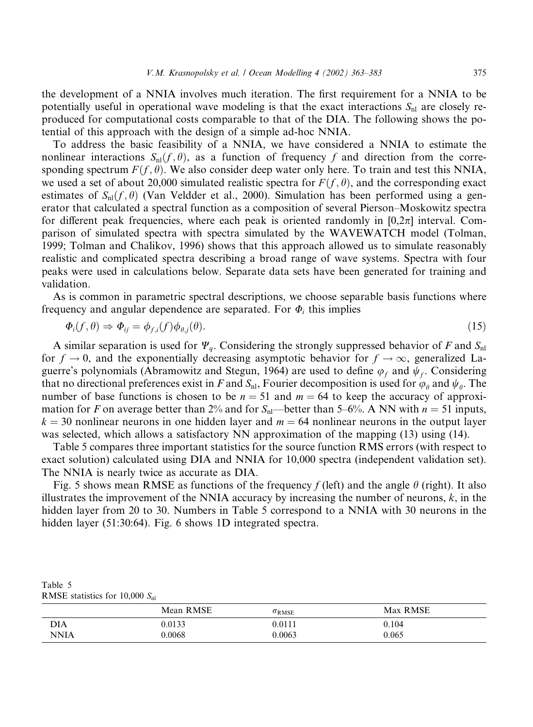the development of a NNIA involves much iteration. The first requirement for a NNIA to be potentially useful in operational wave modeling is that the exact interactions $S_{nl}$ are closely reproduced for computational costs comparable to that of the DIA. The following shows the potential of this approach with the design of a simple ad-hoc NNIA.

To address the basic feasibility of a NNIA, we have considered a NNIA to estimate the nonlinear interactions $S_{nl}(f,\theta)$, as a function of frequency $f$ and direction from the corresponding spectrum $F(f,\theta)$. We also consider deep water only here. To train and test this NNIA, we used a set of about 20,000 simulated realistic spectra for $F(f,\theta)$, and the corresponding exact estimates of $S_{nl}(f,\theta)$ (Van Veldder et al., 2000). Simulation has been performed using a generator that calculated a spectral function as a composition of several Pierson–Moskowitz spectra for different peak frequencies, where each peak is oriented randomly in $[0,2\pi]$ interval. Comparison of simulated spectra with spectra simulated by the WAVEWATCH model (Tolman, 1999; Tolman and Chalikov, 1996) shows that this approach allowed us to simulate reasonably realistic and complicated spectra describing a broad range of wave systems. Spectra with four peaks were used in calculations below. Separate data sets have been generated for training and validation.

As is common in parametric spectral descriptions, we choose separable basis functions where frequency and angular dependence are separated. For $\Phi_i$ this implies

$$\Phi_i(f,\theta) \Rightarrow \Phi_{ij} = \phi_{f,i}(f)\phi_{\theta,j}(\theta). \tag{15}$$

A similar separation is used for $\Psi_q$. Considering the strongly suppressed behavior of $F$ and $S_{nl}$ for $f \to 0$, and the exponentially decreasing asymptotic behavior for $f \to \infty$, generalized Laguerre's polynomials (Abramowitz and Stegun, 1964) are used to define $\varphi_f$ and $\psi_f$. Considering that no directional preferences exist in $F$ and $S_{nl}$, Fourier decomposition is used for $\varphi_\theta$ and $\psi_\theta$. The number of base functions is chosen to be $n = 51$ and $m = 64$ to keep the accuracy of approximation for $F$ on average better than 2% and for $S_{nl}$—better than 5–6%. A NN with $n = 51$ inputs, $k = 30$ nonlinear neurons in one hidden layer and $m = 64$ nonlinear neurons in the output layer was selected, which allows a satisfactory NN approximation of the mapping (13) using (14).

Table 5 compares three important statistics for the source function RMS errors (with respect to exact solution) calculated using DIA and NNIA for 10,000 spectra (independent validation set). The NNIA is nearly twice as accurate as DIA.

Fig. 5 shows mean RMSE as functions of the frequency $f$ (left) and the angle $\theta$ (right). It also illustrates the improvement of the NNIA accuracy by increasing the number of neurons, $k$, in the hidden layer from 20 to 30. Numbers in Table 5 correspond to a NNIA with 30 neurons in the hidden layer (51:30:64). Fig. 6 shows 1D integrated spectra.

Table 5
RMSE statistics for 10,000 $S_{nl}$

| | Mean RMSE | $\sigma_{\text{RMSE}}$ | Max RMSE |
|---|---|---|---|
| DIA | 0.0133 | 0.0111 | 0.104 |
| NNIA | 0.0068 | 0.0063 | 0.065 |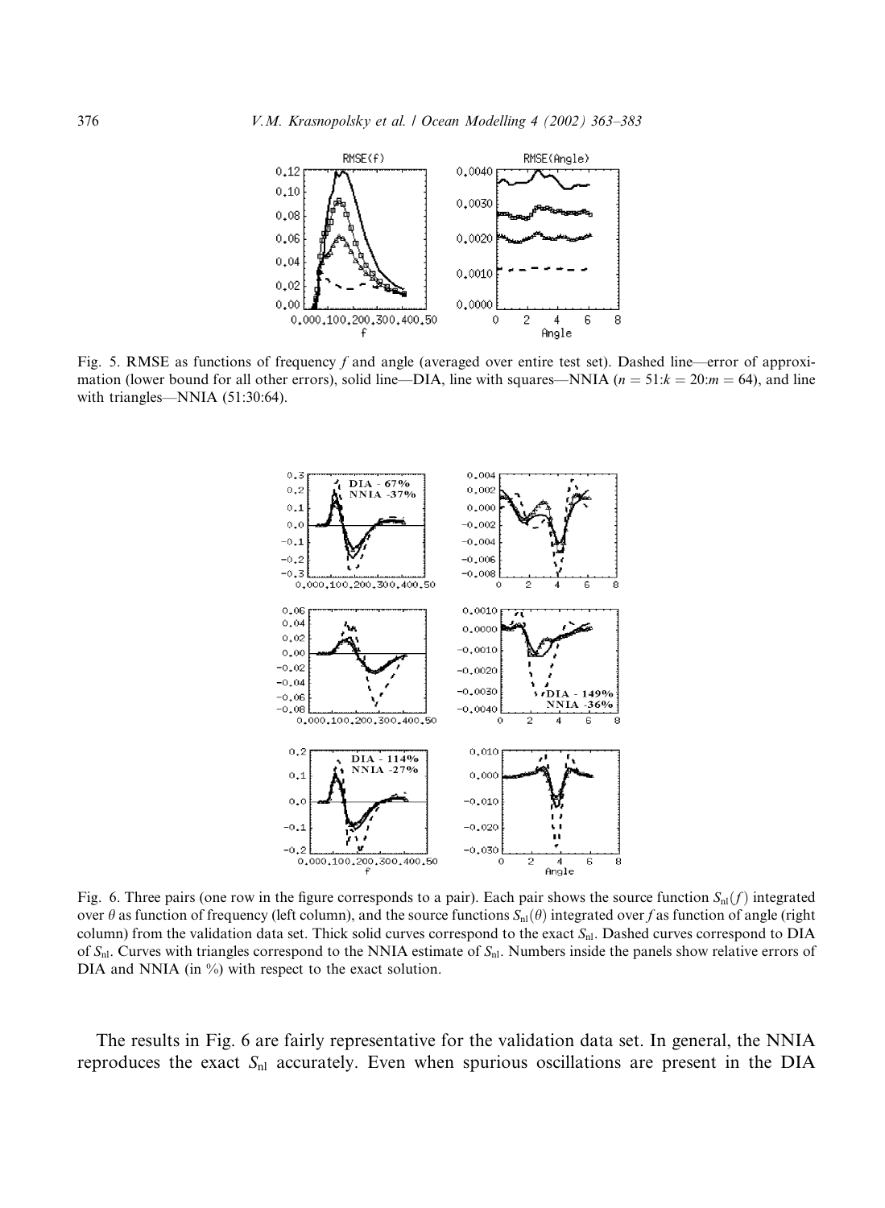Fig. 5. RMSE as functions of frequency $f$ and angle (averaged over entire test set). Dashed line—error of approximation (lower bound for all other errors), solid line—DIA, line with squares—NNIA ($n = 51$:$k = 20$:$m = 64$), and line with triangles—NNIA (51:30:64).

Fig. 6. Three pairs (one row in the figure corresponds to a pair). Each pair shows the source function $S_{nl}(f)$ integrated over $\theta$ as function of frequency (left column), and the source functions $S_{nl}(\theta)$ integrated over $f$ as function of angle (right column) from the validation data set. Thick solid curves correspond to the exact $S_{nl}$. Dashed curves correspond to DIA of $S_{nl}$. Curves with triangles correspond to the NNIA estimate of $S_{nl}$. Numbers inside the panels show relative errors of DIA and NNIA (in %) with respect to the exact solution.

The results in Fig. 6 are fairly representative for the validation data set. In general, the NNIA reproduces the exact $S_{nl}$ accurately. Even when spurious oscillations are present in the DIA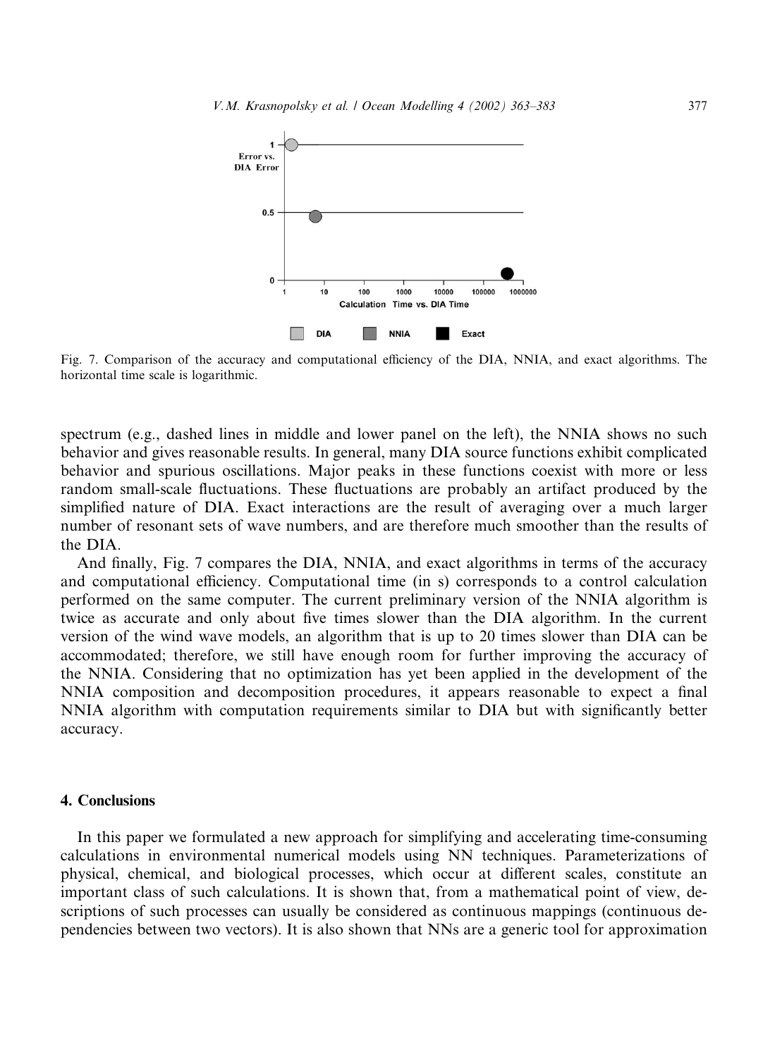Fig. 7. Comparison of the accuracy and computational efficiency of the DIA, NNIA, and exact algorithms. The horizontal time scale is logarithmic.

spectrum (e.g., dashed lines in middle and lower panel on the left), the NNIA shows no such behavior and gives reasonable results. In general, many DIA source functions exhibit complicated behavior and spurious oscillations. Major peaks in these functions coexist with more or less random small-scale fluctuations. These fluctuations are probably an artifact produced by the simplified nature of DIA. Exact interactions are the result of averaging over a much larger number of resonant sets of wave numbers, and are therefore much smoother than the results of the DIA.

And finally, Fig. 7 compares the DIA, NNIA, and exact algorithms in terms of the accuracy and computational efficiency. Computational time (in s) corresponds to a control calculation performed on the same computer. The current preliminary version of the NNIA algorithm is twice as accurate and only about five times slower than the DIA algorithm. In the current version of the wind wave models, an algorithm that is up to 20 times slower than DIA can be accommodated; therefore, we still have enough room for further improving the accuracy of the NNIA. Considering that no optimization has yet been applied in the development of the NNIA composition and decomposition procedures, it appears reasonable to expect a final NNIA algorithm with computation requirements similar to DIA but with significantly better accuracy.

## 4. Conclusions

In this paper we formulated a new approach for simplifying and accelerating time-consuming calculations in environmental numerical models using NN techniques. Parameterizations of physical, chemical, and biological processes, which occur at different scales, constitute an important class of such calculations. It is shown that, from a mathematical point of view, descriptions of such processes can usually be considered as continuous mappings (continuous dependencies between two vectors). It is also shown that NNs are a generic tool for approximation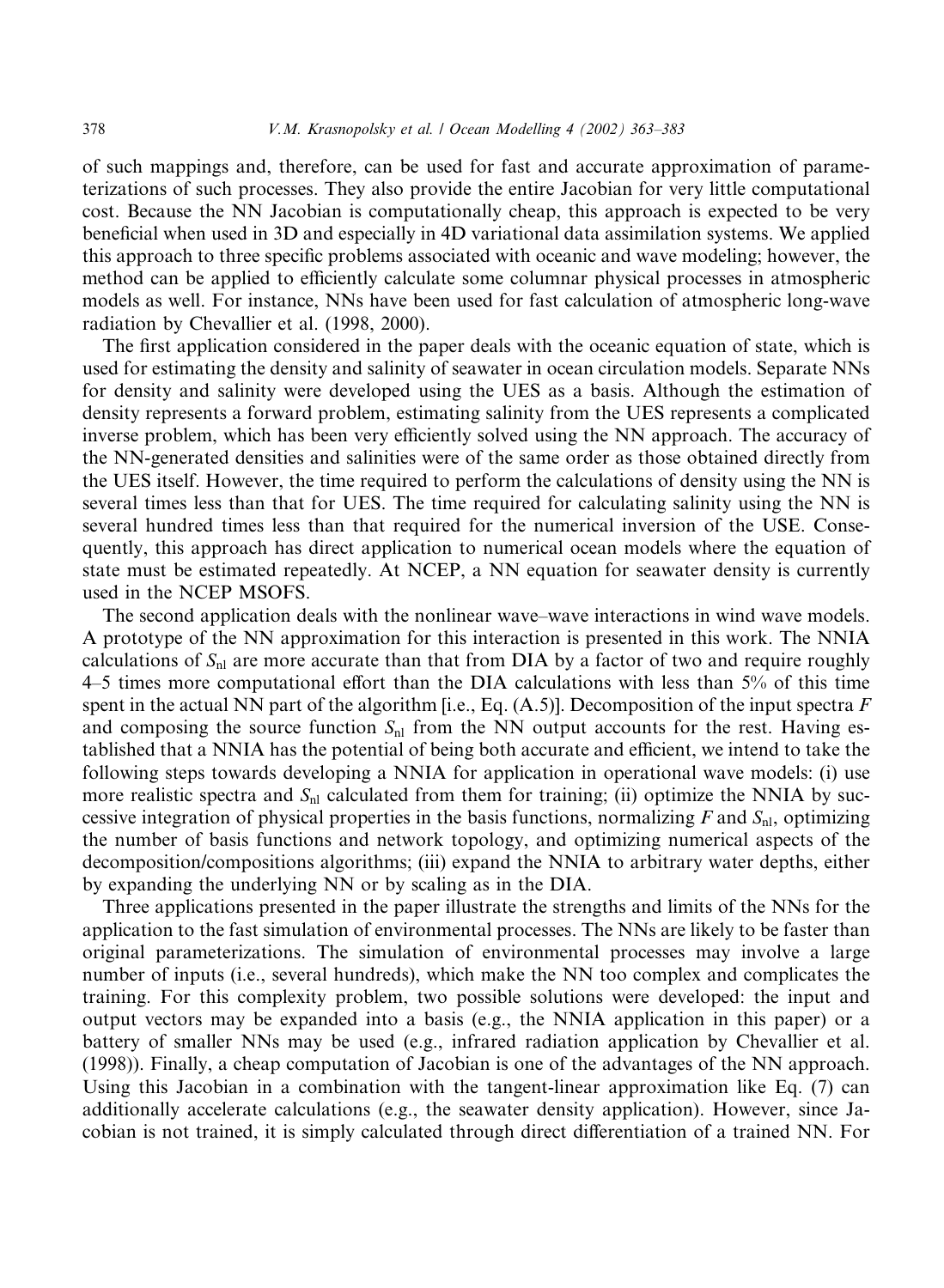of such mappings and, therefore, can be used for fast and accurate approximation of parameterizations of such processes. They also provide the entire Jacobian for very little computational cost. Because the NN Jacobian is computationally cheap, this approach is expected to be very beneficial when used in 3D and especially in 4D variational data assimilation systems. We applied this approach to three specific problems associated with oceanic and wave modeling; however, the method can be applied to efficiently calculate some columnar physical processes in atmospheric models as well. For instance, NNs have been used for fast calculation of atmospheric long-wave radiation by Chevallier et al. (1998, 2000).

The first application considered in the paper deals with the oceanic equation of state, which is used for estimating the density and salinity of seawater in ocean circulation models. Separate NNs for density and salinity were developed using the UES as a basis. Although the estimation of density represents a forward problem, estimating salinity from the UES represents a complicated inverse problem, which has been very efficiently solved using the NN approach. The accuracy of the NN-generated densities and salinities were of the same order as those obtained directly from the UES itself. However, the time required to perform the calculations of density using the NN is several times less than that for UES. The time required for calculating salinity using the NN is several hundred times less than that required for the numerical inversion of the USE. Consequently, this approach has direct application to numerical ocean models where the equation of state must be estimated repeatedly. At NCEP, a NN equation for seawater density is currently used in the NCEP MSOFS.

The second application deals with the nonlinear wave–wave interactions in wind wave models. A prototype of the NN approximation for this interaction is presented in this work. The NNIA calculations of $S_{nl}$ are more accurate than that from DIA by a factor of two and require roughly 4–5 times more computational effort than the DIA calculations with less than 5% of this time spent in the actual NN part of the algorithm [i.e., Eq. (A.5)]. Decomposition of the input spectra $F$ and composing the source function $S_{nl}$ from the NN output accounts for the rest. Having established that a NNIA has the potential of being both accurate and efficient, we intend to take the following steps towards developing a NNIA for application in operational wave models: (i) use more realistic spectra and $S_{nl}$ calculated from them for training; (ii) optimize the NNIA by successive integration of physical properties in the basis functions, normalizing $F$ and $S_{nl}$, optimizing the number of basis functions and network topology, and optimizing numerical aspects of the decomposition/compositions algorithms; (iii) expand the NNIA to arbitrary water depths, either by expanding the underlying NN or by scaling as in the DIA.

Three applications presented in the paper illustrate the strengths and limits of the NNs for the application to the fast simulation of environmental processes. The NNs are likely to be faster than original parameterizations. The simulation of environmental processes may involve a large number of inputs (i.e., several hundreds), which make the NN too complex and complicates the training. For this complexity problem, two possible solutions were developed: the input and output vectors may be expanded into a basis (e.g., the NNIA application in this paper) or a battery of smaller NNs may be used (e.g., infrared radiation application by Chevallier et al. (1998)). Finally, a cheap computation of Jacobian is one of the advantages of the NN approach. Using this Jacobian in a combination with the tangent-linear approximation like Eq. (7) can additionally accelerate calculations (e.g., the seawater density application). However, since Jacobian is not trained, it is simply calculated through direct differentiation of a trained NN. For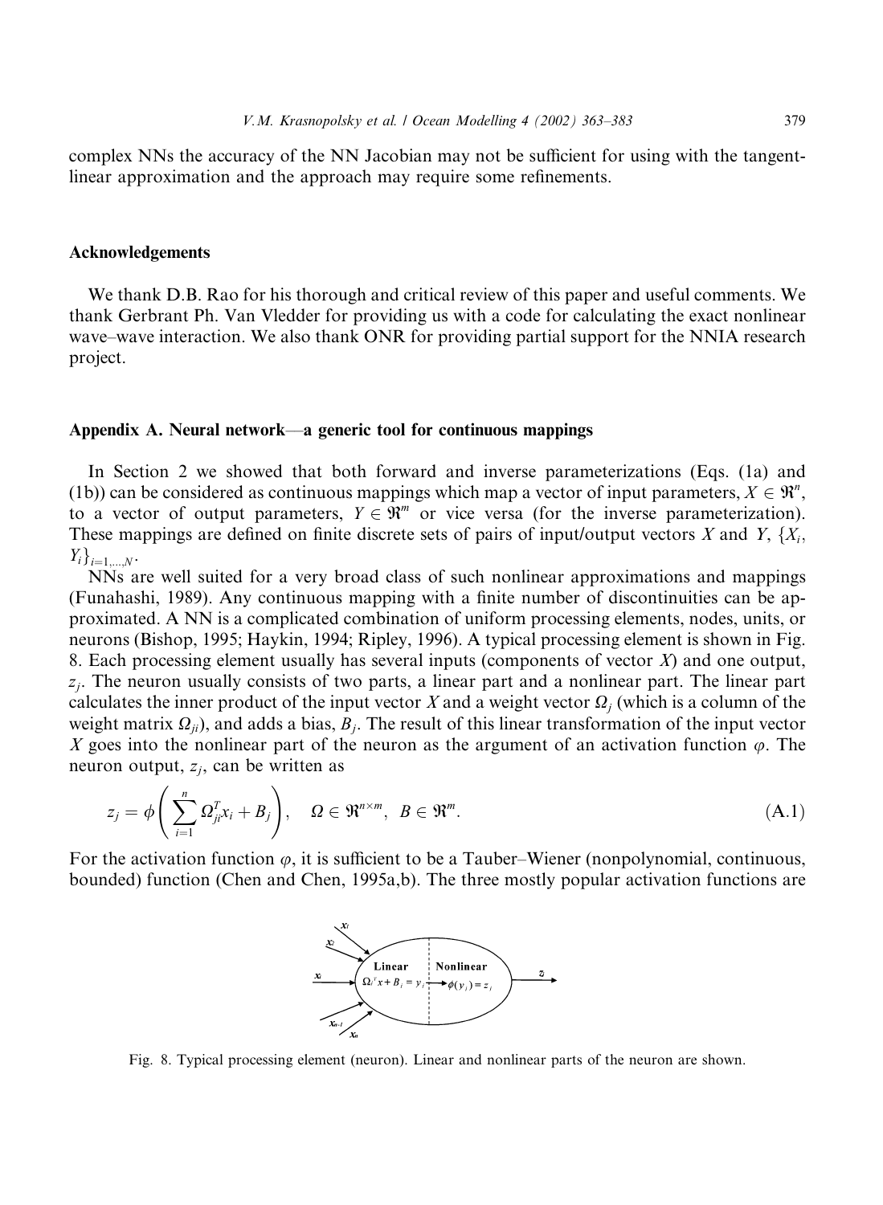complex NNs the accuracy of the NN Jacobian may not be sufficient for using with the tangent-linear approximation and the approach may require some refinements.

## Acknowledgements

We thank D.B. Rao for his thorough and critical review of this paper and useful comments. We thank Gerbrant Ph. Van Vledder for providing us with a code for calculating the exact nonlinear wave–wave interaction. We also thank ONR for providing partial support for the NNIA research project.

## Appendix A. Neural network—a generic tool for continuous mappings

In Section 2 we showed that both forward and inverse parameterizations (Eqs. (1a) and (1b)) can be considered as continuous mappings which map a vector of input parameters, $X \in \Re^n$, to a vector of output parameters, $Y \in \Re^m$ or vice versa (for the inverse parameterization). These mappings are defined on finite discrete sets of pairs of input/output vectors $X$ and $Y$, $\{X_i, Y_i\}_{i=1,\dots,N}$.

NNs are well suited for a very broad class of such nonlinear approximations and mappings (Funahashi, 1989). Any continuous mapping with a finite number of discontinuities can be approximated. A NN is a complicated combination of uniform processing elements, nodes, units, or neurons (Bishop, 1995; Haykin, 1994; Ripley, 1996). A typical processing element is shown in Fig. 8. Each processing element usually has several inputs (components of vector $X$) and one output, $z_j$. The neuron usually consists of two parts, a linear part and a nonlinear part. The linear part calculates the inner product of the input vector $X$ and a weight vector $\Omega_j$ (which is a column of the weight matrix $\Omega_{ji}$), and adds a bias, $B_j$. The result of this linear transformation of the input vector $X$ goes into the nonlinear part of the neuron as the argument of an activation function $\varphi$. The neuron output, $z_j$, can be written as

$$z_j = \phi\left(\sum_{i=1}^{n} \Omega_{ji}^T x_i + B_j\right), \quad \Omega \in \Re^{n\times m}, \;\; B \in \Re^m. \tag{A.1}$$

For the activation function $\varphi$, it is sufficient to be a Tauber–Wiener (nonpolynomial, continuous, bounded) function (Chen and Chen, 1995a,b). The three mostly popular activation functions are

Fig. 8. Typical processing element (neuron). Linear and nonlinear parts of the neuron are shown.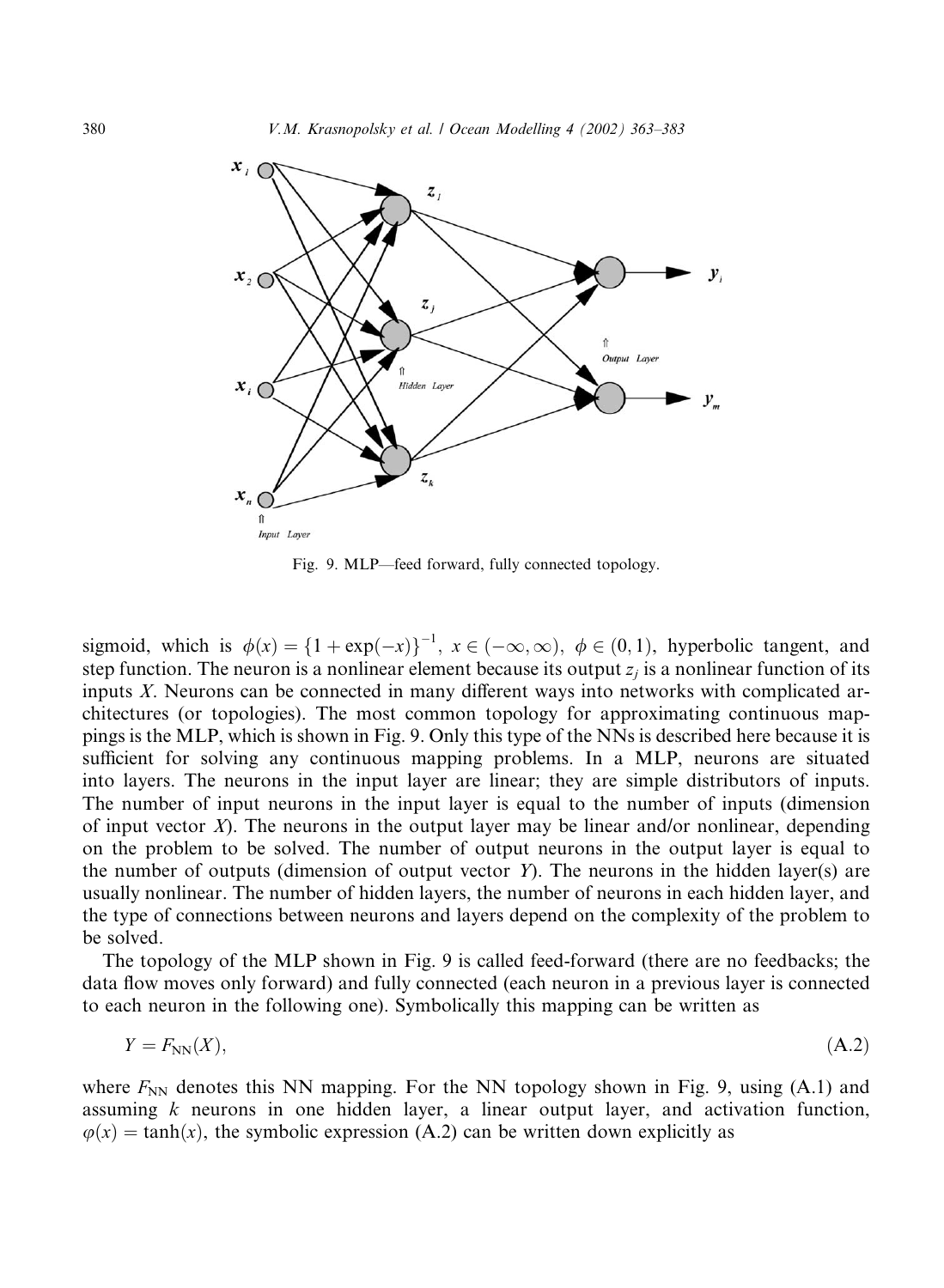Fig. 9. MLP—feed forward, fully connected topology.

sigmoid, which is $\phi(x) = \{1 + \exp(-x)\}^{-1}$, $x \in (-\infty, \infty)$, $\phi \in (0, 1)$, hyperbolic tangent, and step function. The neuron is a nonlinear element because its output $z_j$ is a nonlinear function of its inputs $X$. Neurons can be connected in many different ways into networks with complicated architectures (or topologies). The most common topology for approximating continuous mappings is the MLP, which is shown in Fig. 9. Only this type of the NNs is described here because it is sufficient for solving any continuous mapping problems. In a MLP, neurons are situated into layers. The neurons in the input layer are linear; they are simple distributors of inputs. The number of input neurons in the input layer is equal to the number of inputs (dimension of input vector $X$). The neurons in the output layer may be linear and/or nonlinear, depending on the problem to be solved. The number of output neurons in the output layer is equal to the number of outputs (dimension of output vector $Y$). The neurons in the hidden layer(s) are usually nonlinear. The number of hidden layers, the number of neurons in each hidden layer, and the type of connections between neurons and layers depend on the complexity of the problem to be solved.

The topology of the MLP shown in Fig. 9 is called feed-forward (there are no feedbacks; the data flow moves only forward) and fully connected (each neuron in a previous layer is connected to each neuron in the following one). Symbolically this mapping can be written as

$$Y = F_{\mathrm{NN}}(X), \tag{A.2}$$

where $F_{\mathrm{NN}}$ denotes this NN mapping. For the NN topology shown in Fig. 9, using (A.1) and assuming $k$ neurons in one hidden layer, a linear output layer, and activation function, $\varphi(x) = \tanh(x)$, the symbolic expression (A.2) can be written down explicitly as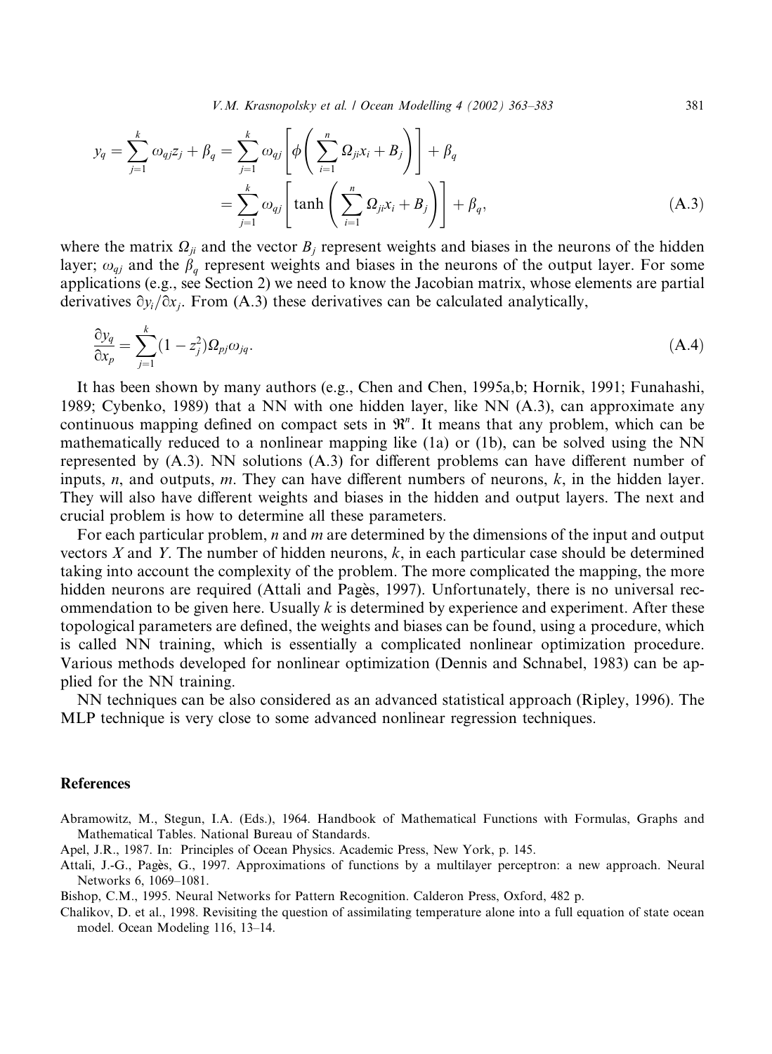$$y_q = \sum_{j=1}^{k} \omega_{qj} z_j + \beta_q = \sum_{j=1}^{k} \omega_{qj} \left[ \phi\left( \sum_{i=1}^{n} \Omega_{ji} x_i + B_j \right) \right] + \beta_q$$
$$= \sum_{j=1}^{k} \omega_{qj} \left[ \tanh\left( \sum_{i=1}^{n} \Omega_{ji} x_i + B_j \right) \right] + \beta_q, \tag{A.3}$$

where the matrix $\Omega_{ji}$ and the vector $B_j$ represent weights and biases in the neurons of the hidden layer; $\omega_{qj}$ and the $\beta_q$ represent weights and biases in the neurons of the output layer. For some applications (e.g., see Section 2) we need to know the Jacobian matrix, whose elements are partial derivatives $\partial y_i/\partial x_j$. From (A.3) these derivatives can be calculated analytically,

$$\frac{\partial y_q}{\partial x_p} = \sum_{j=1}^{k} (1 - z_j^2) \Omega_{pj} \omega_{jq}. \tag{A.4}$$

It has been shown by many authors (e.g., Chen and Chen, 1995a,b; Hornik, 1991; Funahashi, 1989; Cybenko, 1989) that a NN with one hidden layer, like NN (A.3), can approximate any continuous mapping defined on compact sets in $\Re^n$. It means that any problem, which can be mathematically reduced to a nonlinear mapping like (1a) or (1b), can be solved using the NN represented by (A.3). NN solutions (A.3) for different problems can have different number of inputs, $n$, and outputs, $m$. They can have different numbers of neurons, $k$, in the hidden layer. They will also have different weights and biases in the hidden and output layers. The next and crucial problem is how to determine all these parameters.

For each particular problem, $n$ and $m$ are determined by the dimensions of the input and output vectors $X$ and $Y$. The number of hidden neurons, $k$, in each particular case should be determined taking into account the complexity of the problem. The more complicated the mapping, the more hidden neurons are required (Attali and Pagès, 1997). Unfortunately, there is no universal recommendation to be given here. Usually $k$ is determined by experience and experiment. After these topological parameters are defined, the weights and biases can be found, using a procedure, which is called NN training, which is essentially a complicated nonlinear optimization procedure. Various methods developed for nonlinear optimization (Dennis and Schnabel, 1983) can be applied for the NN training.

NN techniques can be also considered as an advanced statistical approach (Ripley, 1996). The MLP technique is very close to some advanced nonlinear regression techniques.

## References

Abramowitz, M., Stegun, I.A. (Eds.), 1964. Handbook of Mathematical Functions with Formulas, Graphs and Mathematical Tables. National Bureau of Standards.

Apel, J.R., 1987. In: Principles of Ocean Physics. Academic Press, New York, p. 145.

Attali, J.-G., Pagès, G., 1997. Approximations of functions by a multilayer perceptron: a new approach. Neural Networks 6, 1069–1081.

Bishop, C.M., 1995. Neural Networks for Pattern Recognition. Calderon Press, Oxford, 482 p.

Chalikov, D. et al., 1998. Revisiting the question of assimilating temperature alone into a full equation of state ocean model. Ocean Modeling 116, 13–14.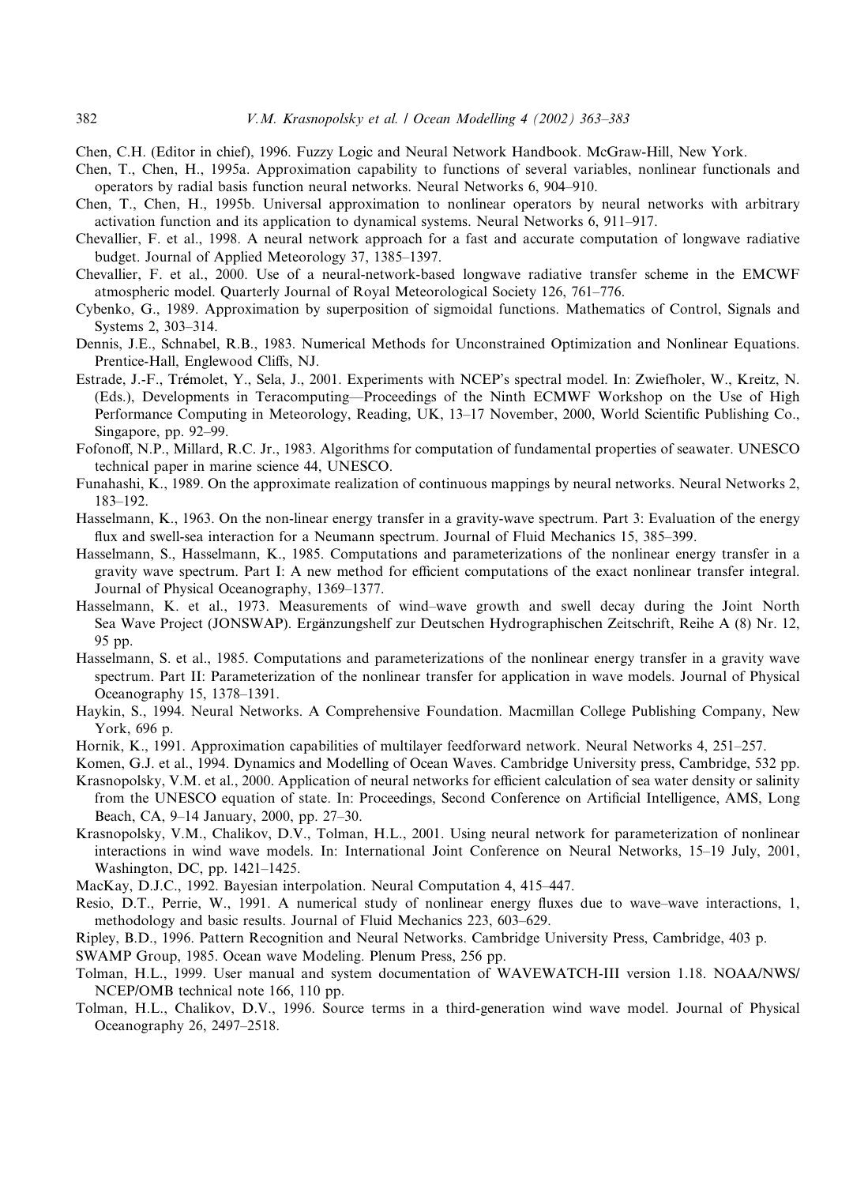Chen, C.H. (Editor in chief), 1996. Fuzzy Logic and Neural Network Handbook. McGraw-Hill, New York.

Chen, T., Chen, H., 1995a. Approximation capability to functions of several variables, nonlinear functionals and operators by radial basis function neural networks. Neural Networks 6, 904–910.

Chen, T., Chen, H., 1995b. Universal approximation to nonlinear operators by neural networks with arbitrary activation function and its application to dynamical systems. Neural Networks 6, 911–917.

Chevallier, F. et al., 1998. A neural network approach for a fast and accurate computation of longwave radiative budget. Journal of Applied Meteorology 37, 1385–1397.

Chevallier, F. et al., 2000. Use of a neural-network-based longwave radiative transfer scheme in the EMCWF atmospheric model. Quarterly Journal of Royal Meteorological Society 126, 761–776.

Cybenko, G., 1989. Approximation by superposition of sigmoidal functions. Mathematics of Control, Signals and Systems 2, 303–314.

Dennis, J.E., Schnabel, R.B., 1983. Numerical Methods for Unconstrained Optimization and Nonlinear Equations. Prentice-Hall, Englewood Cliffs, NJ.

Estrade, J.-F., Trémolet, Y., Sela, J., 2001. Experiments with NCEP's spectral model. In: Zwiefholer, W., Kreitz, N. (Eds.), Developments in Teracomputing—Proceedings of the Ninth ECMWF Workshop on the Use of High Performance Computing in Meteorology, Reading, UK, 13–17 November, 2000, World Scientific Publishing Co., Singapore, pp. 92–99.

Fofonoff, N.P., Millard, R.C. Jr., 1983. Algorithms for computation of fundamental properties of seawater. UNESCO technical paper in marine science 44, UNESCO.

Funahashi, K., 1989. On the approximate realization of continuous mappings by neural networks. Neural Networks 2, 183–192.

Hasselmann, K., 1963. On the non-linear energy transfer in a gravity-wave spectrum. Part 3: Evaluation of the energy flux and swell-sea interaction for a Neumann spectrum. Journal of Fluid Mechanics 15, 385–399.

Hasselmann, S., Hasselmann, K., 1985. Computations and parameterizations of the nonlinear energy transfer in a gravity wave spectrum. Part I: A new method for efficient computations of the exact nonlinear transfer integral. Journal of Physical Oceanography, 1369–1377.

Hasselmann, K. et al., 1973. Measurements of wind–wave growth and swell decay during the Joint North Sea Wave Project (JONSWAP). Ergänzungshelf zur Deutschen Hydrographischen Zeitschrift, Reihe A (8) Nr. 12, 95 pp.

Hasselmann, S. et al., 1985. Computations and parameterizations of the nonlinear energy transfer in a gravity wave spectrum. Part II: Parameterization of the nonlinear transfer for application in wave models. Journal of Physical Oceanography 15, 1378–1391.

Haykin, S., 1994. Neural Networks. A Comprehensive Foundation. Macmillan College Publishing Company, New York, 696 p.

Hornik, K., 1991. Approximation capabilities of multilayer feedforward network. Neural Networks 4, 251–257.

Komen, G.J. et al., 1994. Dynamics and Modelling of Ocean Waves. Cambridge University press, Cambridge, 532 pp.

Krasnopolsky, V.M. et al., 2000. Application of neural networks for efficient calculation of sea water density or salinity from the UNESCO equation of state. In: Proceedings, Second Conference on Artificial Intelligence, AMS, Long Beach, CA, 9–14 January, 2000, pp. 27–30.

Krasnopolsky, V.M., Chalikov, D.V., Tolman, H.L., 2001. Using neural network for parameterization of nonlinear interactions in wind wave models. In: International Joint Conference on Neural Networks, 15–19 July, 2001, Washington, DC, pp. 1421–1425.

MacKay, D.J.C., 1992. Bayesian interpolation. Neural Computation 4, 415–447.

Resio, D.T., Perrie, W., 1991. A numerical study of nonlinear energy fluxes due to wave–wave interactions, 1, methodology and basic results. Journal of Fluid Mechanics 223, 603–629.

Ripley, B.D., 1996. Pattern Recognition and Neural Networks. Cambridge University Press, Cambridge, 403 p.

SWAMP Group, 1985. Ocean wave Modeling. Plenum Press, 256 pp.

Tolman, H.L., 1999. User manual and system documentation of WAVEWATCH-III version 1.18. NOAA/NWS/NCEP/OMB technical note 166, 110 pp.

Tolman, H.L., Chalikov, D.V., 1996. Source terms in a third-generation wind wave model. Journal of Physical Oceanography 26, 2497–2518.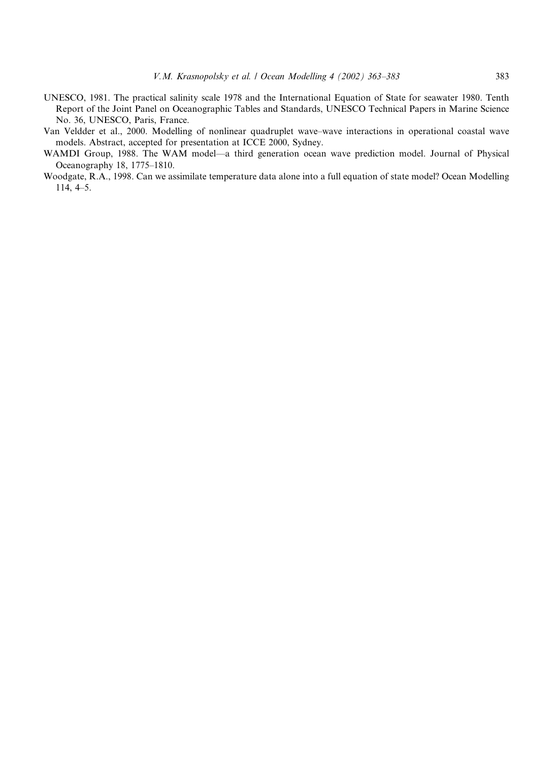UNESCO, 1981. The practical salinity scale 1978 and the International Equation of State for seawater 1980. Tenth Report of the Joint Panel on Oceanographic Tables and Standards, UNESCO Technical Papers in Marine Science No. 36, UNESCO, Paris, France.

Van Veldder et al., 2000. Modelling of nonlinear quadruplet wave–wave interactions in operational coastal wave models. Abstract, accepted for presentation at ICCE 2000, Sydney.

WAMDI Group, 1988. The WAM model—a third generation ocean wave prediction model. Journal of Physical Oceanography 18, 1775–1810.

Woodgate, R.A., 1998. Can we assimilate temperature data alone into a full equation of state model? Ocean Modelling 114, 4–5.